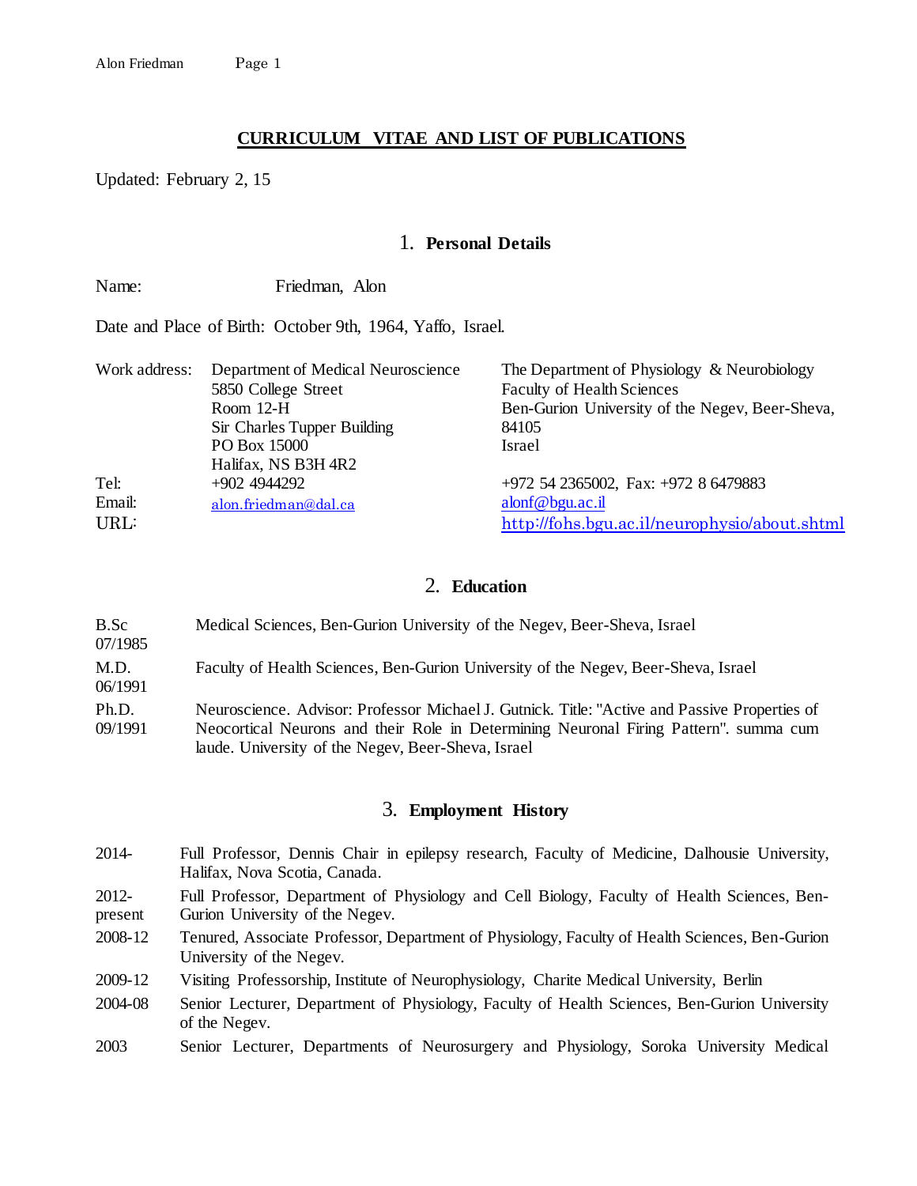# CURRICULUM VITAE AND LIST OF PUBLICATIONS

Updated: February 2, 15

## 1. Personal Details

Name: Friedman, Alon

Date and Place of Birth: October 9th, 1964, Yaffo, Israel.

| | | |
|---|---|---|
| Work address: | Department of Medical Neuroscience<br>5850 College Street<br>Room 12-H<br>Sir Charles Tupper Building<br>PO Box 15000<br>Halifax, NS B3H 4R2 | The Department of Physiology & Neurobiology<br>Faculty of Health Sciences<br>Ben-Gurion University of the Negev, Beer-Sheva, 84105<br>Israel |
| Tel: | +902 4944292 | +972 54 2365002, Fax: +972 8 6479883 |
| Email: | alon.friedman@dal.ca | alonf@bgu.ac.il |
| URL: | | http://fohs.bgu.ac.il/neurophysio/about.shtml |

## 2. Education

B.Sc 07/1985 — Medical Sciences, Ben-Gurion University of the Negev, Beer-Sheva, Israel

M.D. 06/1991 — Faculty of Health Sciences, Ben-Gurion University of the Negev, Beer-Sheva, Israel

Ph.D. 09/1991 — Neuroscience. Advisor: Professor Michael J. Gutnick. Title: "Active and Passive Properties of Neocortical Neurons and their Role in Determining Neuronal Firing Pattern". summa cum laude. University of the Negev, Beer-Sheva, Israel

## 3. Employment History

2014- — Full Professor, Dennis Chair in epilepsy research, Faculty of Medicine, Dalhousie University, Halifax, Nova Scotia, Canada.

2012-present — Full Professor, Department of Physiology and Cell Biology, Faculty of Health Sciences, Ben-Gurion University of the Negev.

2008-12 — Tenured, Associate Professor, Department of Physiology, Faculty of Health Sciences, Ben-Gurion University of the Negev.

2009-12 — Visiting Professorship, Institute of Neurophysiology, Charite Medical University, Berlin

2004-08 — Senior Lecturer, Department of Physiology, Faculty of Health Sciences, Ben-Gurion University of the Negev.

2003 — Senior Lecturer, Departments of Neurosurgery and Physiology, Soroka University Medical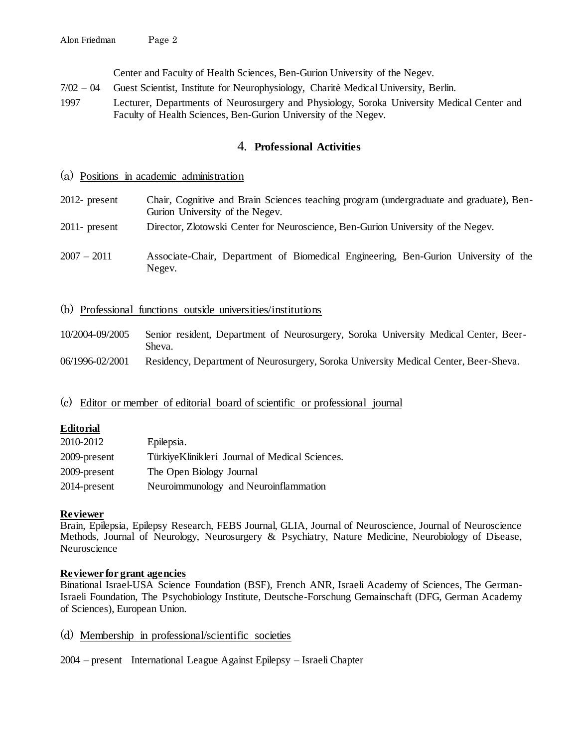| | |
|---|---|
| | Center and Faculty of Health Sciences, Ben-Gurion University of the Negev. |
| 7/02 – 04 | Guest Scientist, Institute for Neurophysiology, Charitè Medical University, Berlin. |
| 1997 | Lecturer, Departments of Neurosurgery and Physiology, Soroka University Medical Center and Faculty of Health Sciences, Ben-Gurion University of the Negev. |

## 4. Professional Activities

### (a) Positions in academic administration

| | |
|---|---|
| 2012- present | Chair, Cognitive and Brain Sciences teaching program (undergraduate and graduate), Ben-Gurion University of the Negev. |
| 2011- present | Director, Zlotowski Center for Neuroscience, Ben-Gurion University of the Negev. |
| 2007 – 2011 | Associate-Chair, Department of Biomedical Engineering, Ben-Gurion University of the Negev. |

### (b) Professional functions outside universities/institutions

| | |
|---|---|
| 10/2004-09/2005 | Senior resident, Department of Neurosurgery, Soroka University Medical Center, Beer-Sheva. |
| 06/1996-02/2001 | Residency, Department of Neurosurgery, Soroka University Medical Center, Beer-Sheva. |

### (c) Editor or member of editorial board of scientific or professional journal

**Editorial**

| | |
|---|---|
| 2010-2012 | Epilepsia. |
| 2009-present | TürkiyeKlinikleri Journal of Medical Sciences. |
| 2009-present | The Open Biology Journal |
| 2014-present | Neuroimmunology and Neuroinflammation |

**Reviewer**

Brain, Epilepsia, Epilepsy Research, FEBS Journal, GLIA, Journal of Neuroscience, Journal of Neuroscience Methods, Journal of Neurology, Neurosurgery & Psychiatry, Nature Medicine, Neurobiology of Disease, Neuroscience

**Reviewer for grant agencies**

Binational Israel-USA Science Foundation (BSF), French ANR, Israeli Academy of Sciences, The German-Israeli Foundation, The Psychobiology Institute, Deutsche-Forschung Gemainschaft (DFG, German Academy of Sciences), European Union.

### (d) Membership in professional/scientific societies

2004 – present International League Against Epilepsy – Israeli Chapter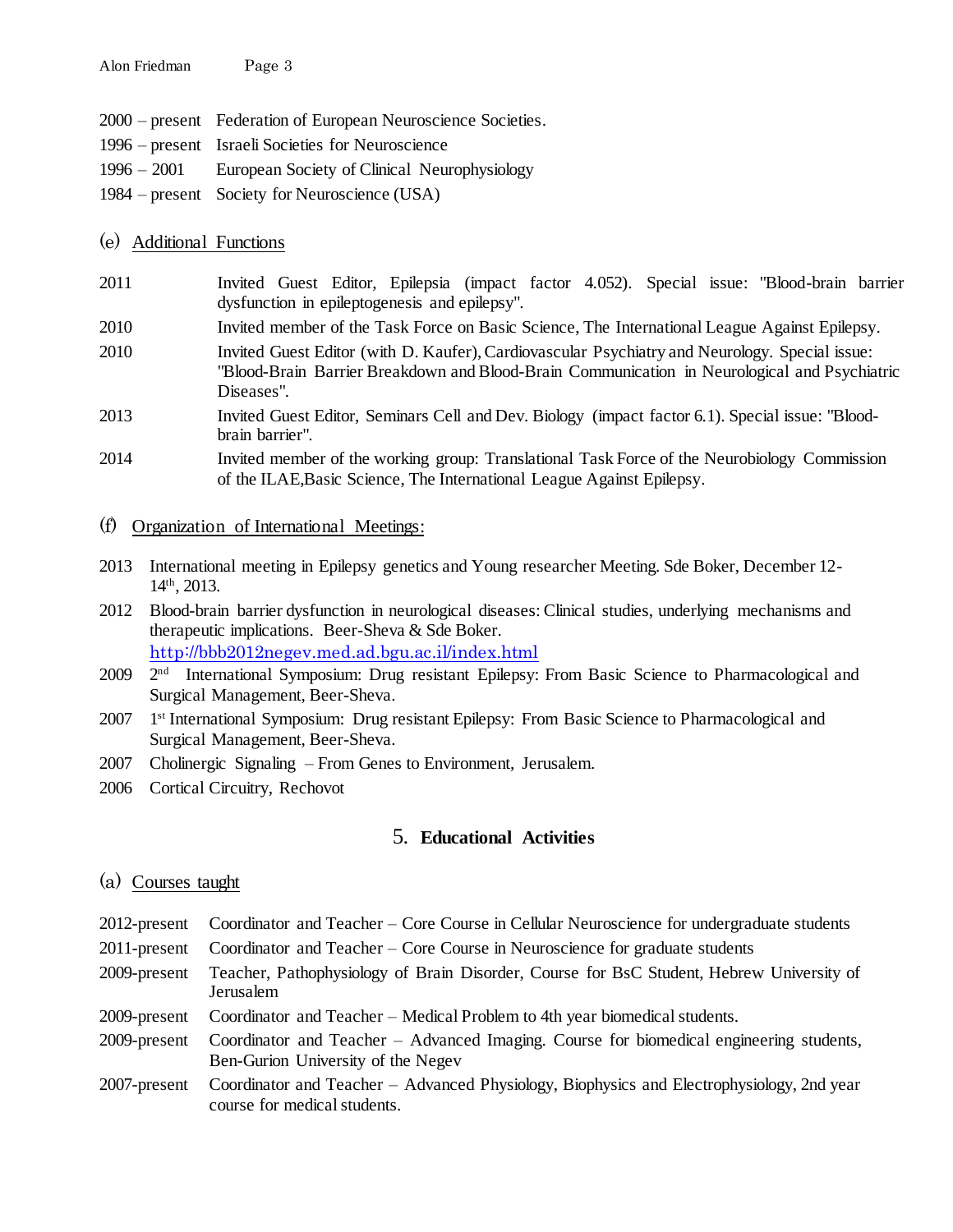2000 – present Federation of European Neuroscience Societies.

1996 – present Israeli Societies for Neuroscience

1996 – 2001 European Society of Clinical Neurophysiology

1984 – present Society for Neuroscience (USA)

(e) Additional Functions

2011 Invited Guest Editor, Epilepsia (impact factor 4.052). Special issue: "Blood-brain barrier dysfunction in epileptogenesis and epilepsy".

2010 Invited member of the Task Force on Basic Science, The International League Against Epilepsy.

2010 Invited Guest Editor (with D. Kaufer), Cardiovascular Psychiatry and Neurology. Special issue: "Blood-Brain Barrier Breakdown and Blood-Brain Communication in Neurological and Psychiatric Diseases".

2013 Invited Guest Editor, Seminars Cell and Dev. Biology (impact factor 6.1). Special issue: "Blood-brain barrier".

2014 Invited member of the working group: Translational Task Force of the Neurobiology Commission of the ILAE,Basic Science, The International League Against Epilepsy.

(f) Organization of International Meetings:

2013 International meeting in Epilepsy genetics and Young researcher Meeting. Sde Boker, December 12-14th, 2013.

2012 Blood-brain barrier dysfunction in neurological diseases: Clinical studies, underlying mechanisms and therapeutic implications. Beer-Sheva & Sde Boker. http://bbb2012negev.med.ad.bgu.ac.il/index.html

2009 2nd International Symposium: Drug resistant Epilepsy: From Basic Science to Pharmacological and Surgical Management, Beer-Sheva.

2007 1st International Symposium: Drug resistant Epilepsy: From Basic Science to Pharmacological and Surgical Management, Beer-Sheva.

2007 Cholinergic Signaling – From Genes to Environment, Jerusalem.

2006 Cortical Circuitry, Rechovot

## 5. Educational Activities

(a) Courses taught

2012-present Coordinator and Teacher – Core Course in Cellular Neuroscience for undergraduate students

2011-present Coordinator and Teacher – Core Course in Neuroscience for graduate students

2009-present Teacher, Pathophysiology of Brain Disorder, Course for BsC Student, Hebrew University of Jerusalem

2009-present Coordinator and Teacher – Medical Problem to 4th year biomedical students.

2009-present Coordinator and Teacher – Advanced Imaging. Course for biomedical engineering students, Ben-Gurion University of the Negev

2007-present Coordinator and Teacher – Advanced Physiology, Biophysics and Electrophysiology, 2nd year course for medical students.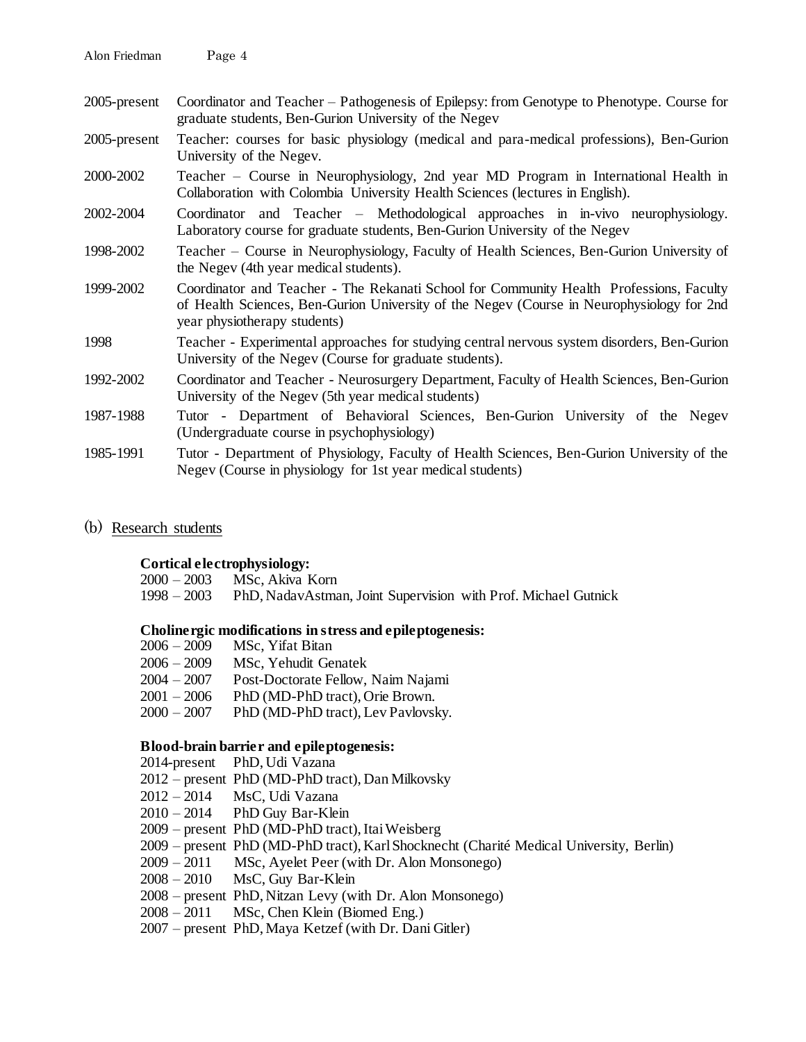2005-present Coordinator and Teacher – Pathogenesis of Epilepsy: from Genotype to Phenotype. Course for graduate students, Ben-Gurion University of the Negev

2005-present Teacher: courses for basic physiology (medical and para-medical professions), Ben-Gurion University of the Negev.

2000-2002 Teacher – Course in Neurophysiology, 2nd year MD Program in International Health in Collaboration with Colombia University Health Sciences (lectures in English).

2002-2004 Coordinator and Teacher – Methodological approaches in in-vivo neurophysiology. Laboratory course for graduate students, Ben-Gurion University of the Negev

1998-2002 Teacher – Course in Neurophysiology, Faculty of Health Sciences, Ben-Gurion University of the Negev (4th year medical students).

1999-2002 Coordinator and Teacher - The Rekanati School for Community Health Professions, Faculty of Health Sciences, Ben-Gurion University of the Negev (Course in Neurophysiology for 2nd year physiotherapy students)

1998 Teacher - Experimental approaches for studying central nervous system disorders, Ben-Gurion University of the Negev (Course for graduate students).

1992-2002 Coordinator and Teacher - Neurosurgery Department, Faculty of Health Sciences, Ben-Gurion University of the Negev (5th year medical students)

1987-1988 Tutor - Department of Behavioral Sciences, Ben-Gurion University of the Negev (Undergraduate course in psychophysiology)

1985-1991 Tutor - Department of Physiology, Faculty of Health Sciences, Ben-Gurion University of the Negev (Course in physiology for 1st year medical students)

(b) Research students

**Cortical electrophysiology:**

2000 – 2003 MSc, Akiva Korn
1998 – 2003 PhD, NadavAstman, Joint Supervision with Prof. Michael Gutnick

**Cholinergic modifications in stress and epileptogenesis:**

2006 – 2009 MSc, Yifat Bitan
2006 – 2009 MSc, Yehudit Genatek
2004 – 2007 Post-Doctorate Fellow, Naim Najami
2001 – 2006 PhD (MD-PhD tract), Orie Brown.
2000 – 2007 PhD (MD-PhD tract), Lev Pavlovsky.

**Blood-brain barrier and epileptogenesis:**

2014-present PhD, Udi Vazana
2012 – present PhD (MD-PhD tract), Dan Milkovsky
2012 – 2014 MsC, Udi Vazana
2010 – 2014 PhD Guy Bar-Klein
2009 – present PhD (MD-PhD tract), Itai Weisberg
2009 – present PhD (MD-PhD tract), Karl Shocknecht (Charité Medical University, Berlin)
2009 – 2011 MSc, Ayelet Peer (with Dr. Alon Monsonego)
2008 – 2010 MsC, Guy Bar-Klein
2008 – present PhD, Nitzan Levy (with Dr. Alon Monsonego)
2008 – 2011 MSc, Chen Klein (Biomed Eng.)
2007 – present PhD, Maya Ketzef (with Dr. Dani Gitler)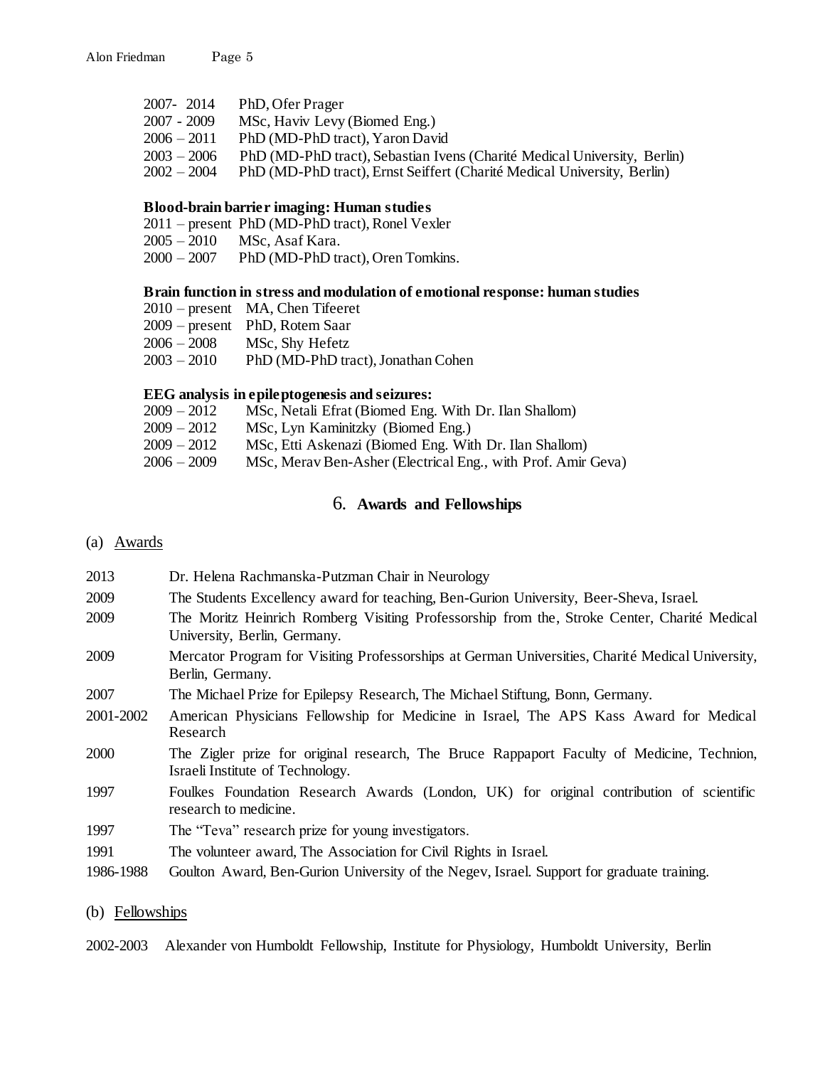2007- 2014 PhD, Ofer Prager
2007 - 2009 MSc, Haviv Levy (Biomed Eng.)
2006 – 2011 PhD (MD-PhD tract), Yaron David
2003 – 2006 PhD (MD-PhD tract), Sebastian Ivens (Charité Medical University, Berlin)
2002 – 2004 PhD (MD-PhD tract), Ernst Seiffert (Charité Medical University, Berlin)

**Blood-brain barrier imaging: Human studies**

2011 – present PhD (MD-PhD tract), Ronel Vexler
2005 – 2010 MSc, Asaf Kara.
2000 – 2007 PhD (MD-PhD tract), Oren Tomkins.

**Brain function in stress and modulation of emotional response: human studies**

2010 – present MA, Chen Tifeeret
2009 – present PhD, Rotem Saar
2006 – 2008 MSc, Shy Hefetz
2003 – 2010 PhD (MD-PhD tract), Jonathan Cohen

**EEG analysis in epileptogenesis and seizures:**

2009 – 2012 MSc, Netali Efrat (Biomed Eng. With Dr. Ilan Shallom)
2009 – 2012 MSc, Lyn Kaminitzky (Biomed Eng.)
2009 – 2012 MSc, Etti Askenazi (Biomed Eng. With Dr. Ilan Shallom)
2006 – 2009 MSc, Merav Ben-Asher (Electrical Eng., with Prof. Amir Geva)

## 6. Awards and Fellowships

### (a) Awards

2013 Dr. Helena Rachmanska-Putzman Chair in Neurology

2009 The Students Excellency award for teaching, Ben-Gurion University, Beer-Sheva, Israel.

2009 The Moritz Heinrich Romberg Visiting Professorship from the, Stroke Center, Charité Medical University, Berlin, Germany.

2009 Mercator Program for Visiting Professorships at German Universities, Charité Medical University, Berlin, Germany.

2007 The Michael Prize for Epilepsy Research, The Michael Stiftung, Bonn, Germany.

2001-2002 American Physicians Fellowship for Medicine in Israel, The APS Kass Award for Medical Research

2000 The Zigler prize for original research, The Bruce Rappaport Faculty of Medicine, Technion, Israeli Institute of Technology.

1997 Foulkes Foundation Research Awards (London, UK) for original contribution of scientific research to medicine.

1997 The "Teva" research prize for young investigators.

1991 The volunteer award, The Association for Civil Rights in Israel.

1986-1988 Goulton Award, Ben-Gurion University of the Negev, Israel. Support for graduate training.

### (b) Fellowships

2002-2003 Alexander von Humboldt Fellowship, Institute for Physiology, Humboldt University, Berlin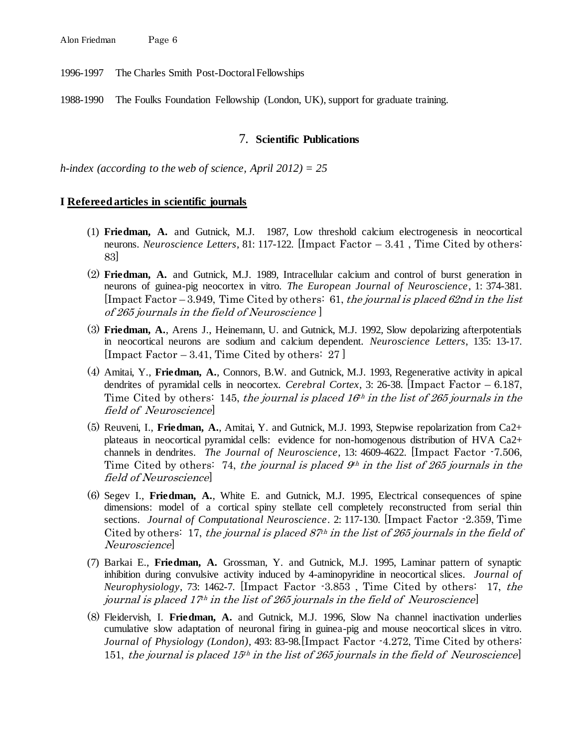1996-1997 The Charles Smith Post-Doctoral Fellowships

1988-1990 The Foulks Foundation Fellowship (London, UK), support for graduate training.

## 7. Scientific Publications

*h-index (according to the web of science, April 2012) = 25*

### I Refereed articles in scientific journals

(1) **Friedman, A.** and Gutnick, M.J. 1987, Low threshold calcium electrogenesis in neocortical neurons. *Neuroscience Letters*, 81: 117-122. [Impact Factor – 3.41 , Time Cited by others: 83]

(2) **Friedman, A.** and Gutnick, M.J. 1989, Intracellular calcium and control of burst generation in neurons of guinea-pig neocortex in vitro. *The European Journal of Neuroscience*, 1: 374-381. [Impact Factor – 3.949, Time Cited by others: 61, *the journal is placed 62nd in the list of 265 journals in the field of Neuroscience* ]

(3) **Friedman, A.**, Arens J., Heinemann, U. and Gutnick, M.J. 1992, Slow depolarizing afterpotentials in neocortical neurons are sodium and calcium dependent. *Neuroscience Letters*, 135: 13-17. [Impact Factor – 3.41, Time Cited by others: 27 ]

(4) Amitai, Y., **Friedman, A.**, Connors, B.W. and Gutnick, M.J. 1993, Regenerative activity in apical dendrites of pyramidal cells in neocortex. *Cerebral Cortex*, 3: 26-38. [Impact Factor – 6.187, Time Cited by others: 145, *the journal is placed 16th in the list of 265 journals in the field of Neuroscience*]

(5) Reuveni, I., **Friedman, A.**, Amitai, Y. and Gutnick, M.J. 1993, Stepwise repolarization from Ca2+ plateaus in neocortical pyramidal cells: evidence for non-homogenous distribution of HVA Ca2+ channels in dendrites. *The Journal of Neuroscience*, 13: 4609-4622. [Impact Factor -7.506, Time Cited by others: 74, *the journal is placed 9th in the list of 265 journals in the field of Neuroscience*]

(6) Segev I., **Friedman, A.**, White E. and Gutnick, M.J. 1995, Electrical consequences of spine dimensions: model of a cortical spiny stellate cell completely reconstructed from serial thin sections. *Journal of Computational Neuroscience*. 2: 117-130. [Impact Factor -2.359, Time Cited by others: 17, *the journal is placed 87th in the list of 265 journals in the field of Neuroscience*]

(7) Barkai E., **Friedman, A.** Grossman, Y. and Gutnick, M.J. 1995, Laminar pattern of synaptic inhibition during convulsive activity induced by 4-aminopyridine in neocortical slices. *Journal of Neurophysiology*, 73: 1462-7. [Impact Factor -3.853 , Time Cited by others: 17, *the journal is placed 17th in the list of 265 journals in the field of Neuroscience*]

(8) Fleidervish, I. **Friedman, A.** and Gutnick, M.J. 1996, Slow Na channel inactivation underlies cumulative slow adaptation of neuronal firing in guinea-pig and mouse neocortical slices in vitro. *Journal of Physiology (London)*, 493: 83-98.[Impact Factor -4.272, Time Cited by others: 151, *the journal is placed 15th in the list of 265 journals in the field of Neuroscience*]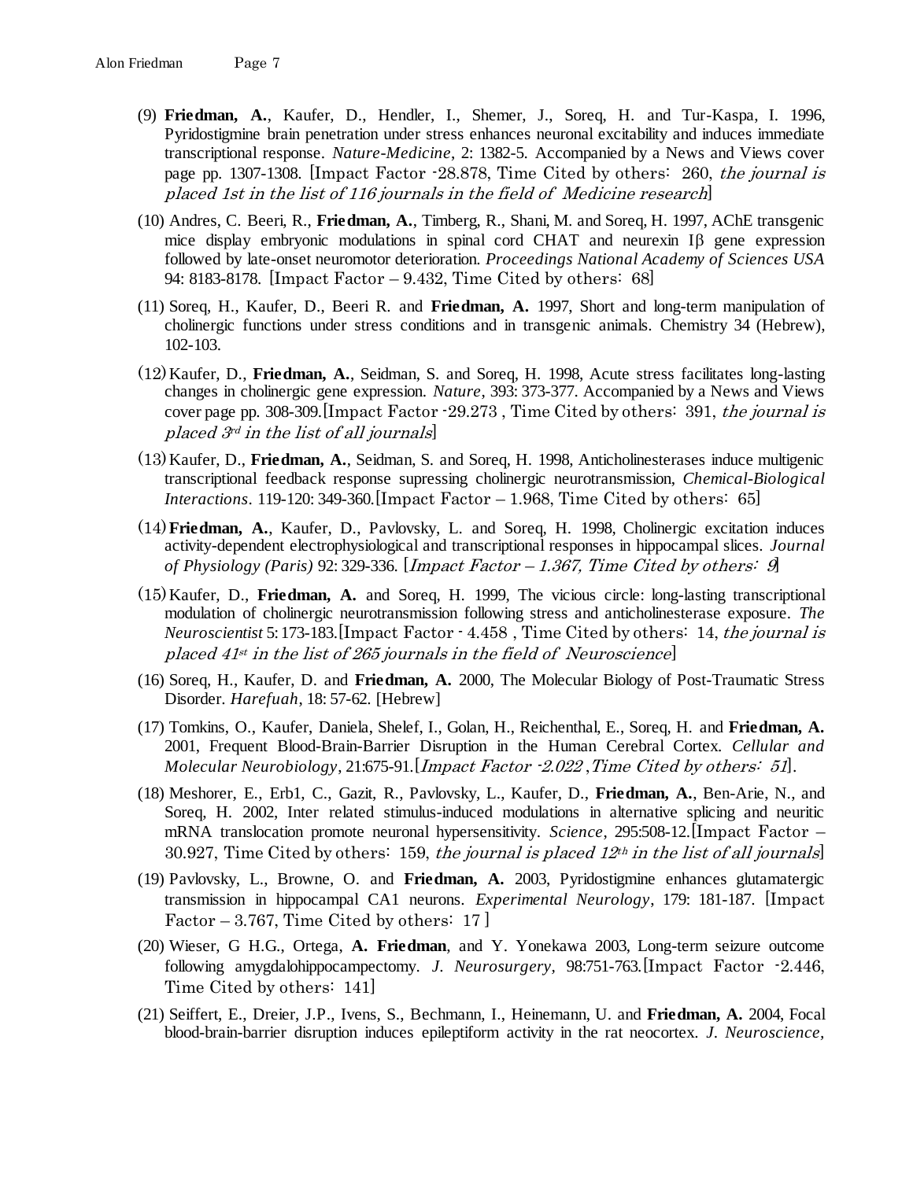(9) **Friedman, A.**, Kaufer, D., Hendler, I., Shemer, J., Soreq, H. and Tur-Kaspa, I. 1996, Pyridostigmine brain penetration under stress enhances neuronal excitability and induces immediate transcriptional response. *Nature-Medicine*, 2: 1382-5. Accompanied by a News and Views cover page pp. 1307-1308. [Impact Factor -28.878, Time Cited by others: 260, *the journal is placed 1st in the list of 116 journals in the field of Medicine research*]

(10) Andres, C. Beeri, R., **Friedman, A.**, Timberg, R., Shani, M. and Soreq, H. 1997, AChE transgenic mice display embryonic modulations in spinal cord CHAT and neurexin Iβ gene expression followed by late-onset neuromotor deterioration. *Proceedings National Academy of Sciences USA* 94: 8183-8178. [Impact Factor – 9.432, Time Cited by others: 68]

(11) Soreq, H., Kaufer, D., Beeri R. and **Friedman, A.** 1997, Short and long-term manipulation of cholinergic functions under stress conditions and in transgenic animals. Chemistry 34 (Hebrew), 102-103.

(12) Kaufer, D., **Friedman, A.**, Seidman, S. and Soreq, H. 1998, Acute stress facilitates long-lasting changes in cholinergic gene expression. *Nature*, 393: 373-377. Accompanied by a News and Views cover page pp. 308-309.[Impact Factor -29.273 , Time Cited by others: 391, *the journal is placed 3rd in the list of all journals*]

(13) Kaufer, D., **Friedman, A.**, Seidman, S. and Soreq, H. 1998, Anticholinesterases induce multigenic transcriptional feedback response supressing cholinergic neurotransmission, *Chemical-Biological Interactions*. 119-120: 349-360.[Impact Factor – 1.968, Time Cited by others: 65]

(14) **Friedman, A.**, Kaufer, D., Pavlovsky, L. and Soreq, H. 1998, Cholinergic excitation induces activity-dependent electrophysiological and transcriptional responses in hippocampal slices. *Journal of Physiology (Paris)* 92: 329-336. [*Impact Factor – 1.367, Time Cited by others: 9*]

(15) Kaufer, D., **Friedman, A.** and Soreq, H. 1999, The vicious circle: long-lasting transcriptional modulation of cholinergic neurotransmission following stress and anticholinesterase exposure. *The Neuroscientist* 5: 173-183.[Impact Factor - 4.458 , Time Cited by others: 14, *the journal is placed 41st in the list of 265 journals in the field of Neuroscience*]

(16) Soreq, H., Kaufer, D. and **Friedman, A.** 2000, The Molecular Biology of Post-Traumatic Stress Disorder. *Harefuah*, 18: 57-62. [Hebrew]

(17) Tomkins, O., Kaufer, Daniela, Shelef, I., Golan, H., Reichenthal, E., Soreq, H. and **Friedman, A.** 2001, Frequent Blood-Brain-Barrier Disruption in the Human Cerebral Cortex. *Cellular and Molecular Neurobiology*, 21:675-91.[*Impact Factor -2.022 ,Time Cited by others: 51*].

(18) Meshorer, E., Erb1, C., Gazit, R., Pavlovsky, L., Kaufer, D., **Friedman, A.**, Ben-Arie, N., and Soreq, H. 2002, Inter related stimulus-induced modulations in alternative splicing and neuritic mRNA translocation promote neuronal hypersensitivity. *Science*, 295:508-12.[Impact Factor – 30.927, Time Cited by others: 159, *the journal is placed 12th in the list of all journals*]

(19) Pavlovsky, L., Browne, O. and **Friedman, A.** 2003, Pyridostigmine enhances glutamatergic transmission in hippocampal CA1 neurons. *Experimental Neurology*, 179: 181-187. [Impact Factor – 3.767, Time Cited by others: 17 ]

(20) Wieser, G H.G., Ortega, **A. Friedman**, and Y. Yonekawa 2003, Long-term seizure outcome following amygdalohippocampectomy. *J. Neurosurgery,* 98:751-763.[Impact Factor -2.446, Time Cited by others: 141]

(21) Seiffert, E., Dreier, J.P., Ivens, S., Bechmann, I., Heinemann, U. and **Friedman, A.** 2004, Focal blood-brain-barrier disruption induces epileptiform activity in the rat neocortex. *J. Neuroscience,*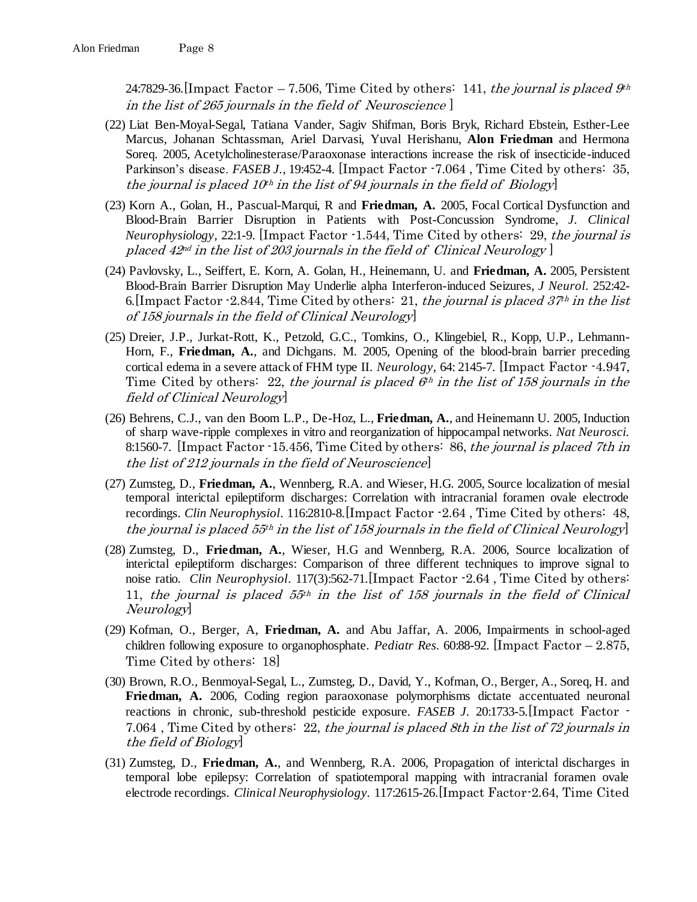24:7829-36.[Impact Factor – 7.506, Time Cited by others: 141, *the journal is placed 9th in the list of 265 journals in the field of Neuroscience* ]

(22) Liat Ben-Moyal-Segal, Tatiana Vander, Sagiv Shifman, Boris Bryk, Richard Ebstein, Esther-Lee Marcus, Johanan Schtassman, Ariel Darvasi, Yuval Herishanu, **Alon Friedman** and Hermona Soreq. 2005, Acetylcholinesterase/Paraoxonase interactions increase the risk of insecticide-induced Parkinson's disease. *FASEB J.*, 19:452-4. [Impact Factor -7.064 , Time Cited by others: 35, *the journal is placed 10th in the list of 94 journals in the field of Biology*]

(23) Korn A., Golan, H., Pascual-Marqui, R and **Friedman, A.** 2005, Focal Cortical Dysfunction and Blood-Brain Barrier Disruption in Patients with Post-Concussion Syndrome, *J. Clinical Neurophysiology*, 22:1-9. [Impact Factor -1.544, Time Cited by others: 29, *the journal is placed 42nd in the list of 203 journals in the field of Clinical Neurology* ]

(24) Pavlovsky, L., Seiffert, E. Korn, A. Golan, H., Heinemann, U. and **Friedman, A.** 2005, Persistent Blood-Brain Barrier Disruption May Underlie alpha Interferon-induced Seizures, *J Neurol*. 252:42-6.[Impact Factor -2.844, Time Cited by others: 21, *the journal is placed 37th in the list of 158 journals in the field of Clinical Neurology*]

(25) Dreier, J.P., Jurkat-Rott, K., Petzold, G.C., Tomkins, O., Klingebiel, R., Kopp, U.P., Lehmann-Horn, F., **Friedman, A.**, and Dichgans. M. 2005, Opening of the blood-brain barrier preceding cortical edema in a severe attack of FHM type II. *Neurology*, 64: 2145-7. [Impact Factor -4.947, Time Cited by others: 22, *the journal is placed 6th in the list of 158 journals in the field of Clinical Neurology*]

(26) Behrens, C.J., van den Boom L.P., De-Hoz, L., **Friedman, A.**, and Heinemann U. 2005, Induction of sharp wave-ripple complexes in vitro and reorganization of hippocampal networks. *Nat Neurosci*. 8:1560-7. [Impact Factor -15.456, Time Cited by others: 86, *the journal is placed 7th in the list of 212 journals in the field of Neuroscience*]

(27) Zumsteg, D., **Friedman, A.**, Wennberg, R.A. and Wieser, H.G. 2005, Source localization of mesial temporal interictal epileptiform discharges: Correlation with intracranial foramen ovale electrode recordings. *Clin Neurophysiol*. 116:2810-8.[Impact Factor -2.64 , Time Cited by others: 48, *the journal is placed 55th in the list of 158 journals in the field of Clinical Neurology*]

(28) Zumsteg, D., **Friedman, A.**, Wieser, H.G and Wennberg, R.A. 2006, Source localization of interictal epileptiform discharges: Comparison of three different techniques to improve signal to noise ratio. *Clin Neurophysiol*. 117(3):562-71.[Impact Factor -2.64 , Time Cited by others: 11, *the journal is placed 55th in the list of 158 journals in the field of Clinical Neurology*]

(29) Kofman, O., Berger, A, **Friedman, A.** and Abu Jaffar, A. 2006, Impairments in school-aged children following exposure to organophosphate. *Pediatr Res*. 60:88-92. [Impact Factor – 2.875, Time Cited by others: 18]

(30) Brown, R.O., Benmoyal-Segal, L., Zumsteg, D., David, Y., Kofman, O., Berger, A., Soreq, H. and **Friedman, A.** 2006, Coding region paraoxonase polymorphisms dictate accentuated neuronal reactions in chronic, sub-threshold pesticide exposure. *FASEB J*. 20:1733-5.[Impact Factor - 7.064 , Time Cited by others: 22, *the journal is placed 8th in the list of 72 journals in the field of Biology*]

(31) Zumsteg, D., **Friedman, A.**, and Wennberg, R.A. 2006, Propagation of interictal discharges in temporal lobe epilepsy: Correlation of spatiotemporal mapping with intracranial foramen ovale electrode recordings. *Clinical Neurophysiology*. 117:2615-26.[Impact Factor-2.64, Time Cited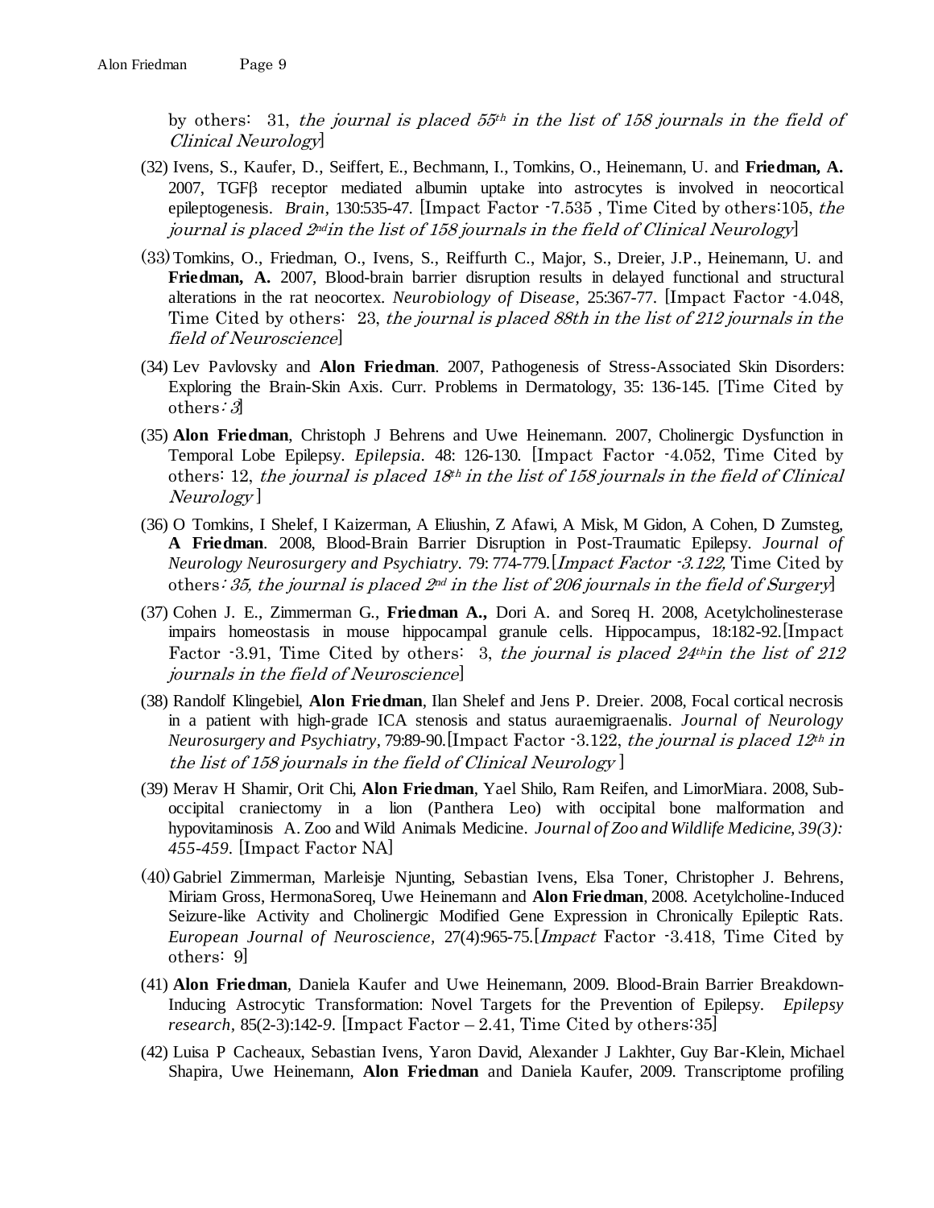by others: 31, *the journal is placed 55th in the list of 158 journals in the field of Clinical Neurology*]

(32) Ivens, S., Kaufer, D., Seiffert, E., Bechmann, I., Tomkins, O., Heinemann, U. and **Friedman, A.** 2007, TGFβ receptor mediated albumin uptake into astrocytes is involved in neocortical epileptogenesis. *Brain*, 130:535-47. [Impact Factor -7.535 , Time Cited by others:105, *the journal is placed 2nd in the list of 158 journals in the field of Clinical Neurology*]

(33) Tomkins, O., Friedman, O., Ivens, S., Reiffurth C., Major, S., Dreier, J.P., Heinemann, U. and **Friedman, A.** 2007, Blood-brain barrier disruption results in delayed functional and structural alterations in the rat neocortex. *Neurobiology of Disease*, 25:367-77. [Impact Factor -4.048, Time Cited by others: 23, *the journal is placed 88th in the list of 212 journals in the field of Neuroscience*]

(34) Lev Pavlovsky and **Alon Friedman**. 2007, Pathogenesis of Stress-Associated Skin Disorders: Exploring the Brain-Skin Axis. Curr. Problems in Dermatology, 35: 136-145. [Time Cited by others*: 3*]

(35) **Alon Friedman**, Christoph J Behrens and Uwe Heinemann. 2007, Cholinergic Dysfunction in Temporal Lobe Epilepsy. *Epilepsia*. 48: 126-130. [Impact Factor -4.052, Time Cited by others: 12, *the journal is placed 18th in the list of 158 journals in the field of Clinical Neurology* ]

(36) O Tomkins, I Shelef, I Kaizerman, A Eliushin, Z Afawi, A Misk, M Gidon, A Cohen, D Zumsteg, **A Friedman**. 2008, Blood-Brain Barrier Disruption in Post-Traumatic Epilepsy. *Journal of Neurology Neurosurgery and Psychiatry*. 79: 774-779.[*Impact Factor -3.122,* Time Cited by others*: 35, the journal is placed 2nd in the list of 206 journals in the field of Surgery*]

(37) Cohen J. E., Zimmerman G., **Friedman A.,** Dori A. and Soreq H. 2008, Acetylcholinesterase impairs homeostasis in mouse hippocampal granule cells. Hippocampus, 18:182-92.[Impact Factor -3.91, Time Cited by others: 3, *the journal is placed 24th in the list of 212 journals in the field of Neuroscience*]

(38) Randolf Klingebiel, **Alon Friedman**, Ilan Shelef and Jens P. Dreier. 2008, Focal cortical necrosis in a patient with high-grade ICA stenosis and status auraemigraenalis. *Journal of Neurology Neurosurgery and Psychiatry*, 79:89-90.[Impact Factor -3.122, *the journal is placed 12th in the list of 158 journals in the field of Clinical Neurology* ]

(39) Merav H Shamir, Orit Chi, **Alon Friedman**, Yael Shilo, Ram Reifen, and LimorMiara. 2008, Sub-occipital craniectomy in a lion (Panthera Leo) with occipital bone malformation and hypovitaminosis A. Zoo and Wild Animals Medicine. *Journal of Zoo and Wildlife Medicine, 39(3): 455-459*. [Impact Factor NA]

(40) Gabriel Zimmerman, Marleisje Njunting, Sebastian Ivens, Elsa Toner, Christopher J. Behrens, Miriam Gross, HermonaSoreq, Uwe Heinemann and **Alon Friedman**, 2008. Acetylcholine-Induced Seizure-like Activity and Cholinergic Modified Gene Expression in Chronically Epileptic Rats. *European Journal of Neuroscience*, 27(4):965-75.[*Impact* Factor -3.418, Time Cited by others: 9]

(41) **Alon Friedman**, Daniela Kaufer and Uwe Heinemann, 2009. Blood-Brain Barrier Breakdown-Inducing Astrocytic Transformation: Novel Targets for the Prevention of Epilepsy. *Epilepsy research*, 85(2-3):142-9. [Impact Factor – 2.41, Time Cited by others:35]

(42) Luisa P Cacheaux, Sebastian Ivens, Yaron David, Alexander J Lakhter, Guy Bar-Klein, Michael Shapira, Uwe Heinemann, **Alon Friedman** and Daniela Kaufer, 2009. Transcriptome profiling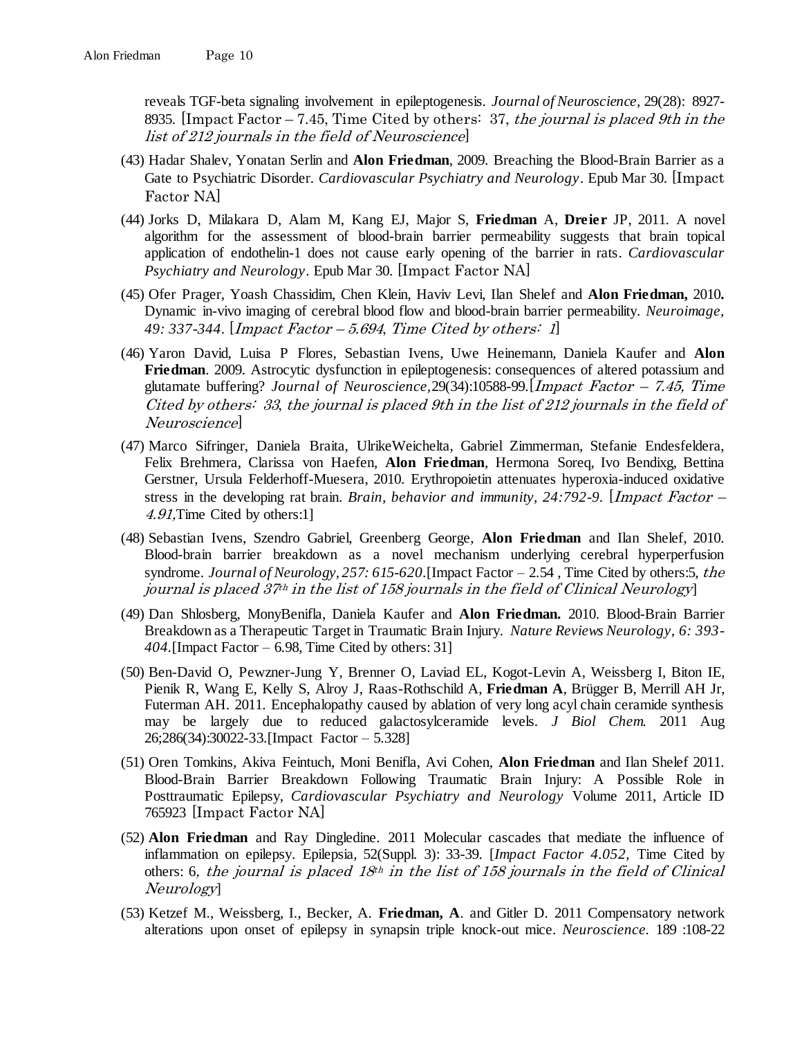reveals TGF-beta signaling involvement in epileptogenesis. *Journal of Neuroscience*, 29(28): 8927-8935. [Impact Factor – 7.45, Time Cited by others: 37, *the journal is placed 9th in the list of 212 journals in the field of Neuroscience*]

(43) Hadar Shalev, Yonatan Serlin and **Alon Friedman**, 2009. Breaching the Blood-Brain Barrier as a Gate to Psychiatric Disorder. *Cardiovascular Psychiatry and Neurology*. Epub Mar 30. [Impact Factor NA]

(44) Jorks D, Milakara D, Alam M, Kang EJ, Major S, **Friedman** A, **Dreier** JP, 2011. A novel algorithm for the assessment of blood-brain barrier permeability suggests that brain topical application of endothelin-1 does not cause early opening of the barrier in rats. *Cardiovascular Psychiatry and Neurology*. Epub Mar 30. [Impact Factor NA]

(45) Ofer Prager, Yoash Chassidim, Chen Klein, Haviv Levi, Ilan Shelef and **Alon Friedman,** 2010**.** Dynamic in-vivo imaging of cerebral blood flow and blood-brain barrier permeability. *Neuroimage, 49: 337-344*. [*Impact Factor – 5.694*, *Time Cited by others: 1*]

(46) Yaron David, Luisa P Flores, Sebastian Ivens, Uwe Heinemann, Daniela Kaufer and **Alon Friedman**. 2009. Astrocytic dysfunction in epileptogenesis: consequences of altered potassium and glutamate buffering? *Journal of Neuroscience*,29(34):10588-99.[*Impact Factor – 7.45, Time Cited by others: 33, the journal is placed 9th in the list of 212 journals in the field of Neuroscience*]

(47) Marco Sifringer, Daniela Braita, UlrikeWeichelta, Gabriel Zimmerman, Stefanie Endesfeldera, Felix Brehmera, Clarissa von Haefen, **Alon Friedman**, Hermona Soreq, Ivo Bendixg, Bettina Gerstner, Ursula Felderhoff-Muesera, 2010. Erythropoietin attenuates hyperoxia-induced oxidative stress in the developing rat brain. *Brain, behavior and immunity, 24:792-9*. [*Impact Factor – 4.91,*Time Cited by others:1]

(48) Sebastian Ivens, Szendro Gabriel, Greenberg George, **Alon Friedman** and Ilan Shelef, 2010. Blood-brain barrier breakdown as a novel mechanism underlying cerebral hyperperfusion syndrome. *Journal of Neurology, 257: 615-620*.[Impact Factor – 2.54 , Time Cited by others:5, *the journal is placed 37th in the list of 158 journals in the field of Clinical Neurology*]

(49) Dan Shlosberg, MonyBenifla, Daniela Kaufer and **Alon Friedman.** 2010. Blood-Brain Barrier Breakdown as a Therapeutic Target in Traumatic Brain Injury. *Nature Reviews Neurology, 6: 393-404*.[Impact Factor – 6.98, Time Cited by others: 31]

(50) Ben-David O, Pewzner-Jung Y, Brenner O, Laviad EL, Kogot-Levin A, Weissberg I, Biton IE, Pienik R, Wang E, Kelly S, Alroy J, Raas-Rothschild A, **Friedman A**, Brügger B, Merrill AH Jr, Futerman AH. 2011. Encephalopathy caused by ablation of very long acyl chain ceramide synthesis may be largely due to reduced galactosylceramide levels. *J Biol Chem*. 2011 Aug 26;286(34):30022-33.[Impact Factor – 5.328]

(51) Oren Tomkins, Akiva Feintuch, Moni Benifla, Avi Cohen, **Alon Friedman** and Ilan Shelef 2011. Blood-Brain Barrier Breakdown Following Traumatic Brain Injury: A Possible Role in Posttraumatic Epilepsy, *Cardiovascular Psychiatry and Neurology* Volume 2011, Article ID 765923 [Impact Factor NA]

(52) **Alon Friedman** and Ray Dingledine. 2011 Molecular cascades that mediate the influence of inflammation on epilepsy. Epilepsia, 52(Suppl. 3): 33-39. [*Impact Factor 4.052,* Time Cited by others: 6*, the journal is placed 18th in the list of 158 journals in the field of Clinical Neurology*]

(53) Ketzef M., Weissberg, I., Becker, A. **Friedman, A**. and Gitler D. 2011 Compensatory network alterations upon onset of epilepsy in synapsin triple knock-out mice. *Neuroscience*. 189 :108-22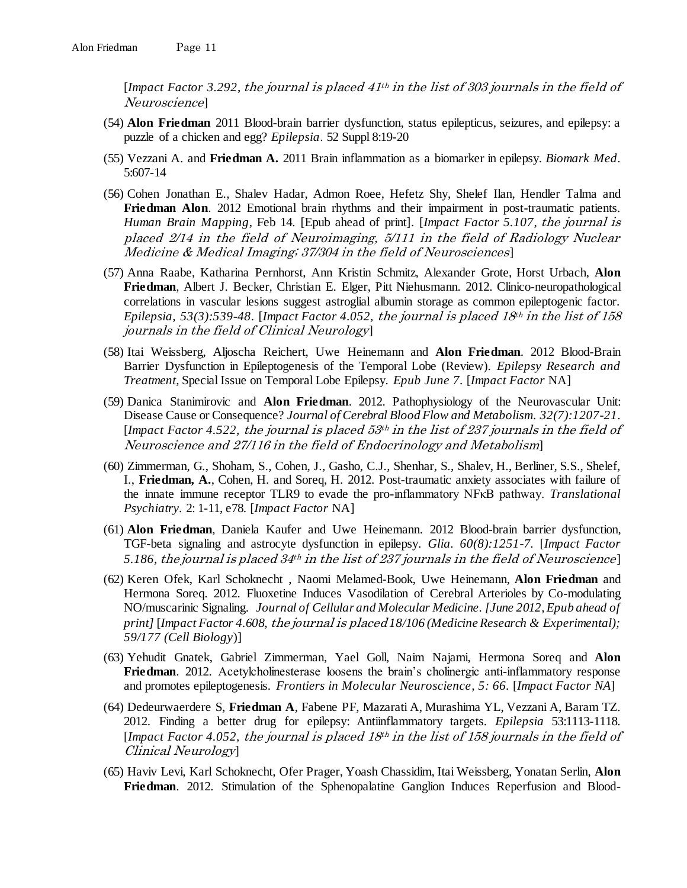[*Impact Factor 3.292, the journal is placed 41th in the list of 303 journals in the field of Neuroscience*]

(54) **Alon Friedman** 2011 Blood-brain barrier dysfunction, status epilepticus, seizures, and epilepsy: a puzzle of a chicken and egg? *Epilepsia*. 52 Suppl 8:19-20

(55) Vezzani A. and **Friedman A.** 2011 Brain inflammation as a biomarker in epilepsy. *Biomark Med*. 5:607-14

(56) Cohen Jonathan E., Shalev Hadar, Admon Roee, Hefetz Shy, Shelef Ilan, Hendler Talma and **Friedman Alon**. 2012 Emotional brain rhythms and their impairment in post-traumatic patients. *Human Brain Mapping*, Feb 14. [Epub ahead of print]. [*Impact Factor 5.107, the journal is placed 2/14 in the field of Neuroimaging, 5/111 in the field of Radiology Nuclear Medicine & Medical Imaging; 37/304 in the field of Neurosciences*]

(57) Anna Raabe, Katharina Pernhorst, Ann Kristin Schmitz, Alexander Grote, Horst Urbach, **Alon Friedman**, Albert J. Becker, Christian E. Elger, Pitt Niehusmann. 2012. Clinico-neuropathological correlations in vascular lesions suggest astroglial albumin storage as common epileptogenic factor. *Epilepsia, 53(3):539-48*. [*Impact Factor 4.052, the journal is placed 18th in the list of 158 journals in the field of Clinical Neurology*]

(58) Itai Weissberg, Aljoscha Reichert, Uwe Heinemann and **Alon Friedman**. 2012 Blood-Brain Barrier Dysfunction in Epileptogenesis of the Temporal Lobe (Review). *Epilepsy Research and Treatment*, Special Issue on Temporal Lobe Epilepsy. *Epub June 7*. [*Impact Factor* NA]

(59) Danica Stanimirovic and **Alon Friedman**. 2012. Pathophysiology of the Neurovascular Unit: Disease Cause or Consequence? *Journal of Cerebral Blood Flow and Metabolism. 32(7):1207-21*. [*Impact Factor 4.522, the journal is placed 53th in the list of 237 journals in the field of Neuroscience and 27/116 in the field of Endocrinology and Metabolism*]

(60) Zimmerman, G., Shoham, S., Cohen, J., Gasho, C.J., Shenhar, S., Shalev, H., Berliner, S.S., Shelef, I., **Friedman, A.**, Cohen, H. and Soreq, H. 2012. Post-traumatic anxiety associates with failure of the innate immune receptor TLR9 to evade the pro-inflammatory NFκB pathway. *Translational Psychiatry*. 2: 1-11, e78. [*Impact Factor* NA]

(61) **Alon Friedman**, Daniela Kaufer and Uwe Heinemann. 2012 Blood-brain barrier dysfunction, TGF-beta signaling and astrocyte dysfunction in epilepsy. *Glia. 60(8):1251-7*. [*Impact Factor 5.186, the journal is placed 34th in the list of 237 journals in the field of Neuroscience*]

(62) Keren Ofek, Karl Schoknecht , Naomi Melamed-Book, Uwe Heinemann, **Alon Friedman** and Hermona Soreq. 2012. Fluoxetine Induces Vasodilation of Cerebral Arterioles by Co-modulating NO/muscarinic Signaling. *Journal of Cellular and Molecular Medicine. [June 2012, Epub ahead of print]* [*Impact Factor 4.608, the journal is placed 18/106 (Medicine Research & Experimental); 59/177 (Cell Biology)*]

(63) Yehudit Gnatek, Gabriel Zimmerman, Yael Goll, Naim Najami, Hermona Soreq and **Alon Friedman**. 2012. Acetylcholinesterase loosens the brain's cholinergic anti-inflammatory response and promotes epileptogenesis. *Frontiers in Molecular Neuroscience, 5: 66*. [*Impact Factor NA*]

(64) Dedeurwaerdere S, **Friedman A**, Fabene PF, Mazarati A, Murashima YL, Vezzani A, Baram TZ. 2012. Finding a better drug for epilepsy: Antiinflammatory targets. *Epilepsia* 53:1113-1118. [*Impact Factor 4.052, the journal is placed 18th in the list of 158 journals in the field of Clinical Neurology*]

(65) Haviv Levi, Karl Schoknecht, Ofer Prager, Yoash Chassidim, Itai Weissberg, Yonatan Serlin, **Alon Friedman**. 2012. Stimulation of the Sphenopalatine Ganglion Induces Reperfusion and Blood-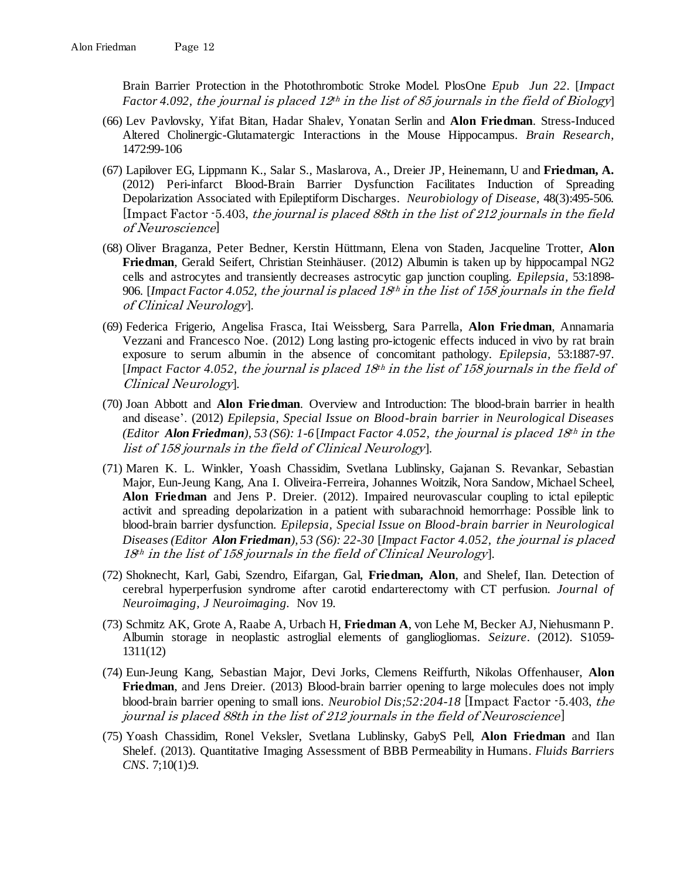Brain Barrier Protection in the Photothrombotic Stroke Model. PlosOne *Epub Jun 22*. [*Impact Factor 4.092, the journal is placed 12th in the list of 85 journals in the field of Biology*]

(66) Lev Pavlovsky, Yifat Bitan, Hadar Shalev, Yonatan Serlin and **Alon Friedman**. Stress-Induced Altered Cholinergic-Glutamatergic Interactions in the Mouse Hippocampus. *Brain Research*, 1472:99-106

(67) Lapilover EG, Lippmann K., Salar S., Maslarova, A., Dreier JP, Heinemann, U and **Friedman, A.** (2012) Peri-infarct Blood-Brain Barrier Dysfunction Facilitates Induction of Spreading Depolarization Associated with Epileptiform Discharges. *Neurobiology of Disease*, 48(3):495-506. [Impact Factor -5.403, *the journal is placed 88th in the list of 212 journals in the field of Neuroscience*]

(68) Oliver Braganza, Peter Bedner, Kerstin Hüttmann, Elena von Staden, Jacqueline Trotter, **Alon Friedman**, Gerald Seifert, Christian Steinhäuser. (2012) Albumin is taken up by hippocampal NG2 cells and astrocytes and transiently decreases astrocytic gap junction coupling. *Epilepsia*, 53:1898-906. [*Impact Factor 4.052, the journal is placed 18th in the list of 158 journals in the field of Clinical Neurology*].

(69) Federica Frigerio, Angelisa Frasca, Itai Weissberg, Sara Parrella, **Alon Friedman**, Annamaria Vezzani and Francesco Noe. (2012) Long lasting pro-ictogenic effects induced in vivo by rat brain exposure to serum albumin in the absence of concomitant pathology. *Epilepsia*, 53:1887-97. [*Impact Factor 4.052, the journal is placed 18th in the list of 158 journals in the field of Clinical Neurology*].

(70) Joan Abbott and **Alon Friedman**. Overview and Introduction: The blood-brain barrier in health and disease'. (2012) *Epilepsia, Special Issue on Blood-brain barrier in Neurological Diseases (Editor **Alon Friedman**), 53 (S6): 1-6* [*Impact Factor 4.052, the journal is placed 18th in the list of 158 journals in the field of Clinical Neurology*].

(71) Maren K. L. Winkler, Yoash Chassidim, Svetlana Lublinsky, Gajanan S. Revankar, Sebastian Major, Eun-Jeung Kang, Ana I. Oliveira-Ferreira, Johannes Woitzik, Nora Sandow, Michael Scheel, **Alon Friedman** and Jens P. Dreier. (2012). Impaired neurovascular coupling to ictal epileptic activit and spreading depolarization in a patient with subarachnoid hemorrhage: Possible link to blood-brain barrier dysfunction. *Epilepsia, Special Issue on Blood-brain barrier in Neurological Diseases (Editor **Alon Friedman**), 53 (S6): 22-30* [*Impact Factor 4.052, the journal is placed 18th in the list of 158 journals in the field of Clinical Neurology*].

(72) Shoknecht, Karl, Gabi, Szendro, Eifargan, Gal, **Friedman, Alon**, and Shelef, Ilan. Detection of cerebral hyperperfusion syndrome after carotid endarterectomy with CT perfusion. *Journal of Neuroimaging, J Neuroimaging.* Nov 19.

(73) Schmitz AK, Grote A, Raabe A, Urbach H, **Friedman A**, von Lehe M, Becker AJ, Niehusmann P. Albumin storage in neoplastic astroglial elements of gangliogliomas. *Seizure*. (2012). S1059-1311(12)

(74) Eun-Jeung Kang, Sebastian Major, Devi Jorks, Clemens Reiffurth, Nikolas Offenhauser, **Alon Friedman**, and Jens Dreier. (2013) Blood-brain barrier opening to large molecules does not imply blood-brain barrier opening to small ions. *Neurobiol Dis;52:204-18* [Impact Factor -5.403, *the journal is placed 88th in the list of 212 journals in the field of Neuroscience*]

(75) Yoash Chassidim, Ronel Veksler, Svetlana Lublinsky, GabyS Pell, **Alon Friedman** and Ilan Shelef. (2013). Quantitative Imaging Assessment of BBB Permeability in Humans. *Fluids Barriers CNS*. 7;10(1):9.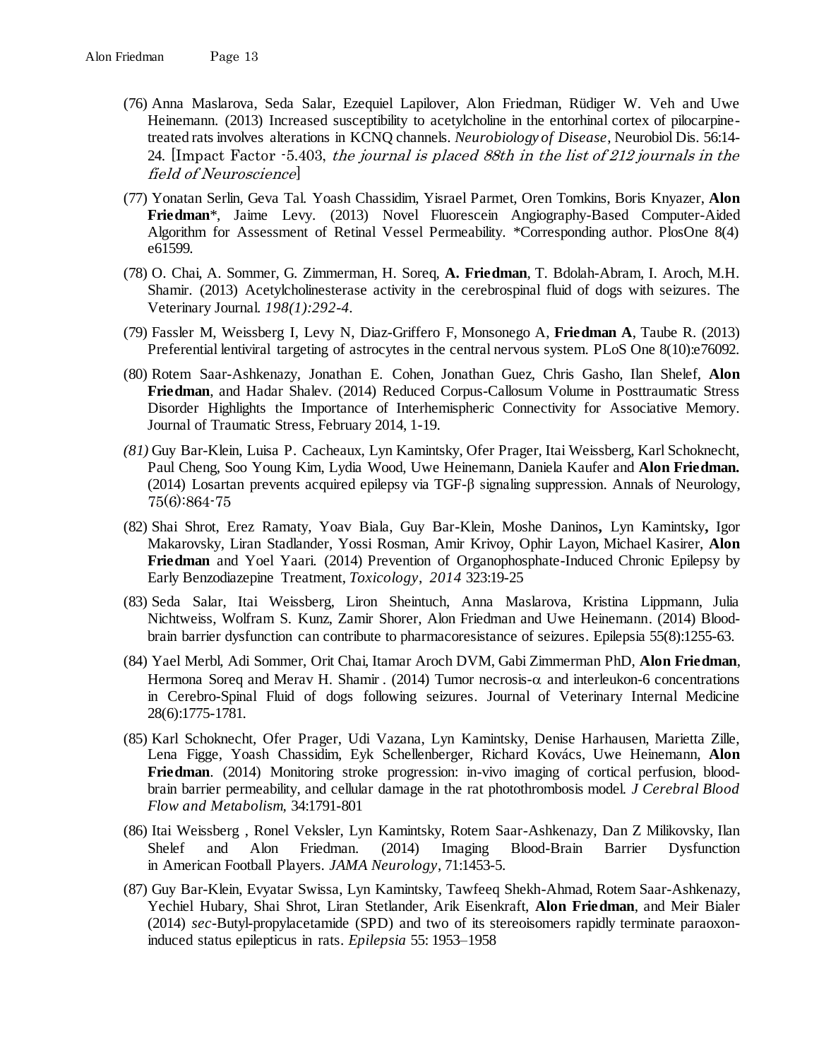(76) Anna Maslarova, Seda Salar, Ezequiel Lapilover, Alon Friedman, Rüdiger W. Veh and Uwe Heinemann. (2013) Increased susceptibility to acetylcholine in the entorhinal cortex of pilocarpine-treated rats involves alterations in KCNQ channels. *Neurobiology of Disease*, Neurobiol Dis. 56:14-24. [Impact Factor -5.403, *the journal is placed 88th in the list of 212 journals in the field of Neuroscience*]

(77) Yonatan Serlin, Geva Tal. Yoash Chassidim, Yisrael Parmet, Oren Tomkins, Boris Knyazer, **Alon Friedman***, Jaime Levy. (2013) Novel Fluorescein Angiography-Based Computer-Aided Algorithm for Assessment of Retinal Vessel Permeability. *Corresponding author. PlosOne 8(4) e61599.

(78) O. Chai, A. Sommer, G. Zimmerman, H. Soreq, **A. Friedman**, T. Bdolah-Abram, I. Aroch, M.H. Shamir. (2013) Acetylcholinesterase activity in the cerebrospinal fluid of dogs with seizures. The Veterinary Journal. *198(1):292-4*.

(79) Fassler M, Weissberg I, Levy N, Diaz-Griffero F, Monsonego A, **Friedman A**, Taube R. (2013) Preferential lentiviral targeting of astrocytes in the central nervous system. PLoS One 8(10):e76092.

(80) Rotem Saar-Ashkenazy, Jonathan E. Cohen, Jonathan Guez, Chris Gasho, Ilan Shelef, **Alon Friedman**, and Hadar Shalev. (2014) Reduced Corpus-Callosum Volume in Posttraumatic Stress Disorder Highlights the Importance of Interhemispheric Connectivity for Associative Memory. Journal of Traumatic Stress, February 2014, 1-19.

*(81)* Guy Bar-Klein, Luisa P. Cacheaux, Lyn Kamintsky, Ofer Prager, Itai Weissberg, Karl Schoknecht, Paul Cheng, Soo Young Kim, Lydia Wood, Uwe Heinemann, Daniela Kaufer and **Alon Friedman.** (2014) Losartan prevents acquired epilepsy via TGF-β signaling suppression. Annals of Neurology, 75(6):864-75

(82) Shai Shrot, Erez Ramaty, Yoav Biala, Guy Bar-Klein, Moshe Daninos**,** Lyn Kamintsky**,** Igor Makarovsky, Liran Stadlander, Yossi Rosman, Amir Krivoy, Ophir Layon, Michael Kasirer, **Alon Friedman** and Yoel Yaari. (2014) Prevention of Organophosphate-Induced Chronic Epilepsy by Early Benzodiazepine Treatment, *Toxicology*, *2014* 323:19-25

(83) Seda Salar, Itai Weissberg, Liron Sheintuch, Anna Maslarova, Kristina Lippmann, Julia Nichtweiss, Wolfram S. Kunz, Zamir Shorer, Alon Friedman and Uwe Heinemann. (2014) Blood-brain barrier dysfunction can contribute to pharmacoresistance of seizures. Epilepsia 55(8):1255-63.

(84) Yael Merbl, Adi Sommer, Orit Chai, Itamar Aroch DVM, Gabi Zimmerman PhD, **Alon Friedman**, Hermona Soreq and Merav H. Shamir . (2014) Tumor necrosis-α and interleukon-6 concentrations in Cerebro-Spinal Fluid of dogs following seizures. Journal of Veterinary Internal Medicine 28(6):1775-1781.

(85) Karl Schoknecht, Ofer Prager, Udi Vazana, Lyn Kamintsky, Denise Harhausen, Marietta Zille, Lena Figge, Yoash Chassidim, Eyk Schellenberger, Richard Kovács, Uwe Heinemann, **Alon Friedman**. (2014) Monitoring stroke progression: in-vivo imaging of cortical perfusion, blood-brain barrier permeability, and cellular damage in the rat photothrombosis model. *J Cerebral Blood Flow and Metabolism*, 34:1791-801

(86) Itai Weissberg , Ronel Veksler, Lyn Kamintsky, Rotem Saar-Ashkenazy, Dan Z Milikovsky, Ilan Shelef and Alon Friedman. (2014) Imaging Blood-Brain Barrier Dysfunction in American Football Players. *JAMA Neurology*, 71:1453-5.

(87) Guy Bar-Klein, Evyatar Swissa, Lyn Kamintsky, Tawfeeq Shekh-Ahmad, Rotem Saar-Ashkenazy, Yechiel Hubary, Shai Shrot, Liran Stetlander, Arik Eisenkraft, **Alon Friedman**, and Meir Bialer (2014) *sec*-Butyl-propylacetamide (SPD) and two of its stereoisomers rapidly terminate paraoxon-induced status epilepticus in rats. *Epilepsia* 55: 1953–1958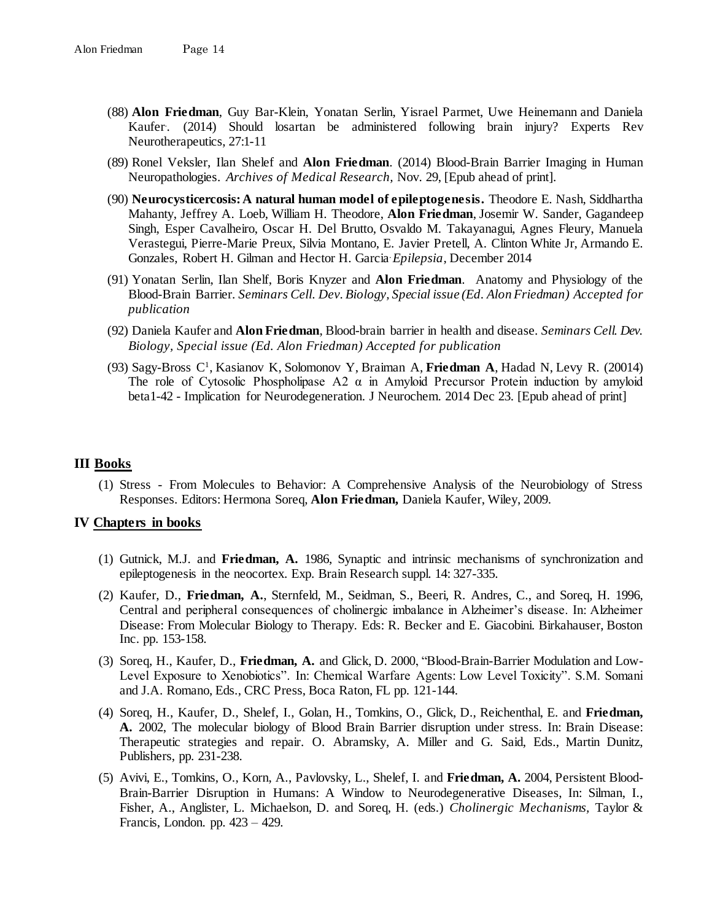(88) **Alon Friedman**, Guy Bar-Klein, Yonatan Serlin, Yisrael Parmet, Uwe Heinemann and Daniela Kaufer. (2014) Should losartan be administered following brain injury? Experts Rev Neurotherapeutics, 27:1-11

(89) Ronel Veksler, Ilan Shelef and **Alon Friedman**. (2014) Blood-Brain Barrier Imaging in Human Neuropathologies. *Archives of Medical Research,* Nov. 29, [Epub ahead of print].

(90) **Neurocysticercosis: A natural human model of epileptogenesis.** Theodore E. Nash, Siddhartha Mahanty, Jeffrey A. Loeb, William H. Theodore, **Alon Friedman**, Josemir W. Sander, Gagandeep Singh, Esper Cavalheiro, Oscar H. Del Brutto, Osvaldo M. Takayanagui, Agnes Fleury, Manuela Verastegui, Pierre-Marie Preux, Silvia Montano, E. Javier Pretell, A. Clinton White Jr, Armando E. Gonzales, Robert H. Gilman and Hector H. Garcia. *Epilepsia*, December 2014

(91) Yonatan Serlin, Ilan Shelf, Boris Knyzer and **Alon Friedman**. Anatomy and Physiology of the Blood-Brain Barrier. *Seminars Cell. Dev. Biology, Special issue (Ed. Alon Friedman) Accepted for publication*

(92) Daniela Kaufer and **Alon Friedman**, Blood-brain barrier in health and disease. *Seminars Cell. Dev. Biology, Special issue (Ed. Alon Friedman) Accepted for publication*

(93) Sagy-Bross C[1], Kasianov K, Solomonov Y, Braiman A, **Friedman A**, Hadad N, Levy R. (20014) The role of Cytosolic Phospholipase A2 α in Amyloid Precursor Protein induction by amyloid beta1-42 - Implication for Neurodegeneration. J Neurochem. 2014 Dec 23. [Epub ahead of print]

## III Books

(1) Stress - From Molecules to Behavior: A Comprehensive Analysis of the Neurobiology of Stress Responses. Editors: Hermona Soreq, **Alon Friedman,** Daniela Kaufer, Wiley, 2009.

## IV Chapters in books

(1) Gutnick, M.J. and **Friedman, A.** 1986, Synaptic and intrinsic mechanisms of synchronization and epileptogenesis in the neocortex. Exp. Brain Research suppl. 14: 327-335.

(2) Kaufer, D., **Friedman, A.**, Sternfeld, M., Seidman, S., Beeri, R. Andres, C., and Soreq, H. 1996, Central and peripheral consequences of cholinergic imbalance in Alzheimer's disease. In: Alzheimer Disease: From Molecular Biology to Therapy. Eds: R. Becker and E. Giacobini. Birkahauser, Boston Inc. pp. 153-158.

(3) Soreq, H., Kaufer, D., **Friedman, A.** and Glick, D. 2000, "Blood-Brain-Barrier Modulation and Low-Level Exposure to Xenobiotics". In: Chemical Warfare Agents: Low Level Toxicity". S.M. Somani and J.A. Romano, Eds., CRC Press, Boca Raton, FL pp. 121-144.

(4) Soreq, H., Kaufer, D., Shelef, I., Golan, H., Tomkins, O., Glick, D., Reichenthal, E. and **Friedman, A.** 2002, The molecular biology of Blood Brain Barrier disruption under stress. In: Brain Disease: Therapeutic strategies and repair. O. Abramsky, A. Miller and G. Said, Eds., Martin Dunitz, Publishers, pp. 231-238.

(5) Avivi, E., Tomkins, O., Korn, A., Pavlovsky, L., Shelef, I. and **Friedman, A.** 2004, Persistent Blood-Brain-Barrier Disruption in Humans: A Window to Neurodegenerative Diseases, In: Silman, I., Fisher, A., Anglister, L. Michaelson, D. and Soreq, H. (eds.) *Cholinergic Mechanisms,* Taylor & Francis, London. pp. 423 – 429.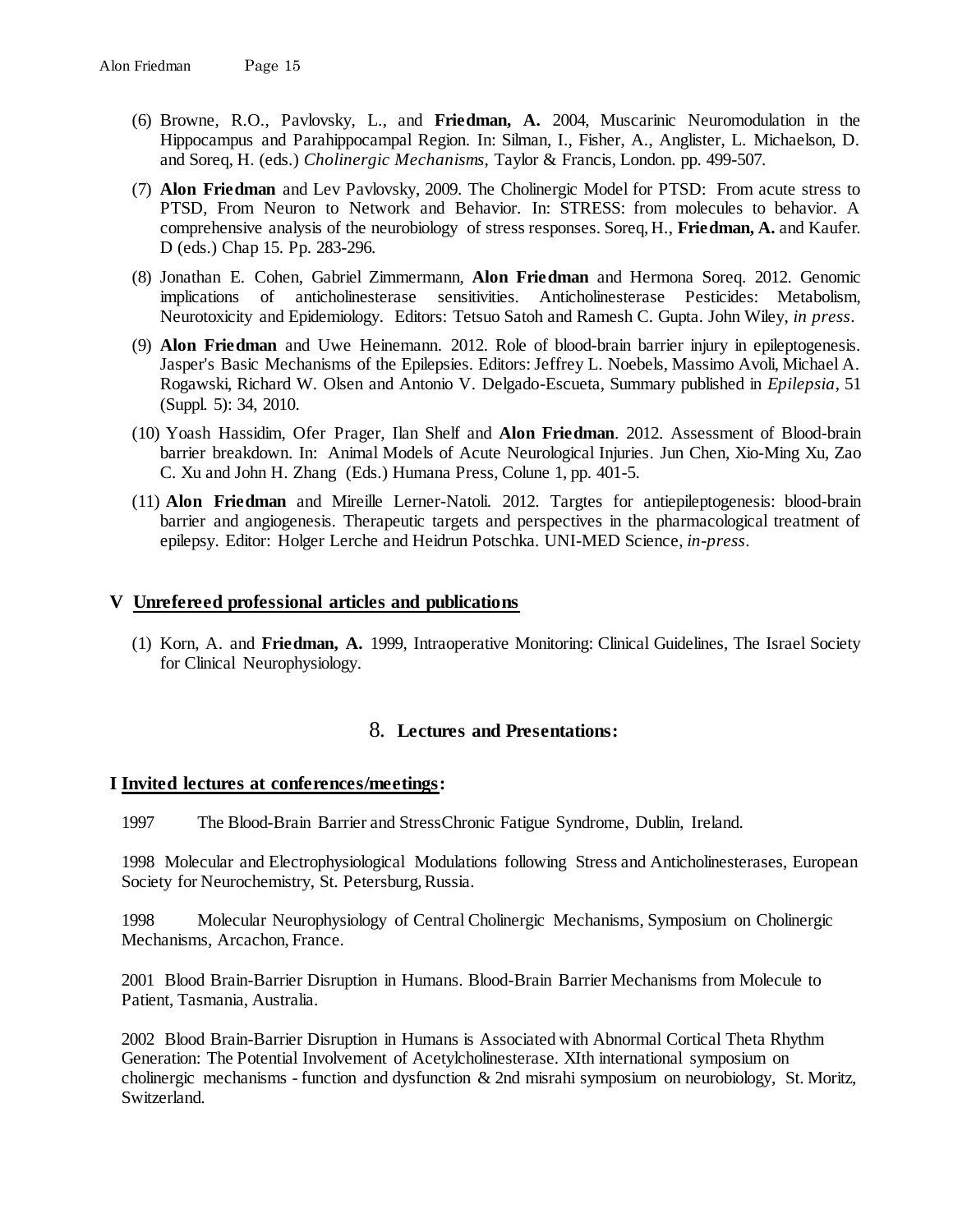(6) Browne, R.O., Pavlovsky, L., and **Friedman, A.** 2004, Muscarinic Neuromodulation in the Hippocampus and Parahippocampal Region. In: Silman, I., Fisher, A., Anglister, L. Michaelson, D. and Soreq, H. (eds.) *Cholinergic Mechanisms,* Taylor & Francis, London. pp. 499-507.

(7) **Alon Friedman** and Lev Pavlovsky, 2009. The Cholinergic Model for PTSD: From acute stress to PTSD, From Neuron to Network and Behavior. In: STRESS: from molecules to behavior. A comprehensive analysis of the neurobiology of stress responses. Soreq, H., **Friedman, A.** and Kaufer. D (eds.) Chap 15. Pp. 283-296.

(8) Jonathan E. Cohen, Gabriel Zimmermann, **Alon Friedman** and Hermona Soreq. 2012. Genomic implications of anticholinesterase sensitivities. Anticholinesterase Pesticides: Metabolism, Neurotoxicity and Epidemiology. Editors: Tetsuo Satoh and Ramesh C. Gupta. John Wiley, *in press*.

(9) **Alon Friedman** and Uwe Heinemann. 2012. Role of blood-brain barrier injury in epileptogenesis. Jasper's Basic Mechanisms of the Epilepsies. Editors: Jeffrey L. Noebels, Massimo Avoli, Michael A. Rogawski, Richard W. Olsen and Antonio V. Delgado-Escueta, Summary published in *Epilepsia*, 51 (Suppl. 5): 34, 2010.

(10) Yoash Hassidim, Ofer Prager, Ilan Shelf and **Alon Friedman**. 2012. Assessment of Blood-brain barrier breakdown. In: Animal Models of Acute Neurological Injuries. Jun Chen, Xio-Ming Xu, Zao C. Xu and John H. Zhang (Eds.) Humana Press, Colune 1, pp. 401-5.

(11) **Alon Friedman** and Mireille Lerner-Natoli. 2012. Targtes for antiepileptogenesis: blood-brain barrier and angiogenesis. Therapeutic targets and perspectives in the pharmacological treatment of epilepsy. Editor: Holger Lerche and Heidrun Potschka. UNI-MED Science, *in-press*.

## V Unrefereed professional articles and publications

(1) Korn, A. and **Friedman, A.** 1999, Intraoperative Monitoring: Clinical Guidelines, The Israel Society for Clinical Neurophysiology.

## 8. Lectures and Presentations:

### I Invited lectures at conferences/meetings:

1997 The Blood-Brain Barrier and StressChronic Fatigue Syndrome, Dublin, Ireland.

1998 Molecular and Electrophysiological Modulations following Stress and Anticholinesterases, European Society for Neurochemistry, St. Petersburg, Russia.

1998 Molecular Neurophysiology of Central Cholinergic Mechanisms, Symposium on Cholinergic Mechanisms, Arcachon, France.

2001 Blood Brain-Barrier Disruption in Humans. Blood-Brain Barrier Mechanisms from Molecule to Patient, Tasmania, Australia.

2002 Blood Brain-Barrier Disruption in Humans is Associated with Abnormal Cortical Theta Rhythm Generation: The Potential Involvement of Acetylcholinesterase. XIth international symposium on cholinergic mechanisms - function and dysfunction & 2nd misrahi symposium on neurobiology, St. Moritz, Switzerland.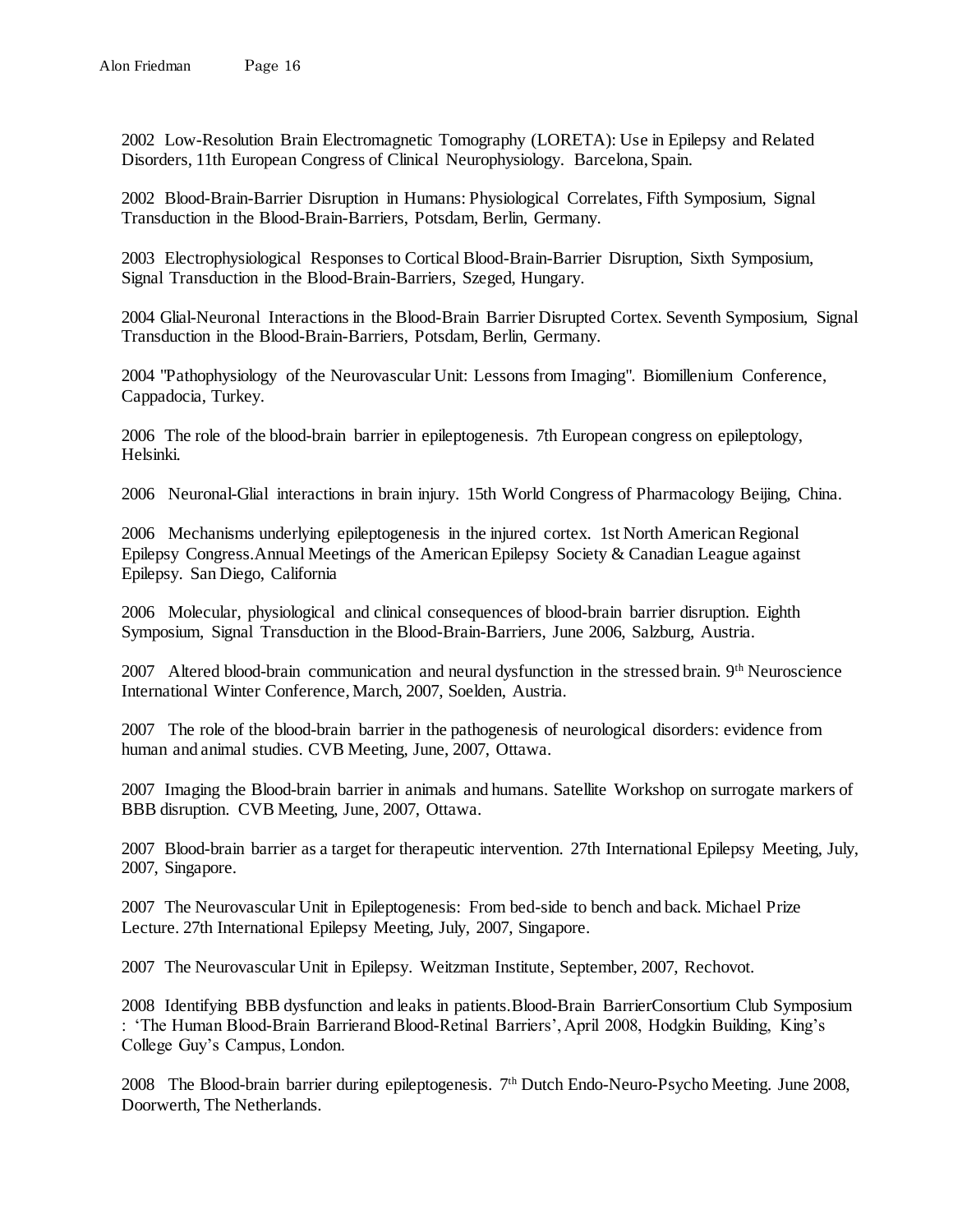2002 Low-Resolution Brain Electromagnetic Tomography (LORETA): Use in Epilepsy and Related Disorders, 11th European Congress of Clinical Neurophysiology. Barcelona, Spain.

2002 Blood-Brain-Barrier Disruption in Humans: Physiological Correlates, Fifth Symposium, Signal Transduction in the Blood-Brain-Barriers, Potsdam, Berlin, Germany.

2003 Electrophysiological Responses to Cortical Blood-Brain-Barrier Disruption, Sixth Symposium, Signal Transduction in the Blood-Brain-Barriers, Szeged, Hungary.

2004 Glial-Neuronal Interactions in the Blood-Brain Barrier Disrupted Cortex. Seventh Symposium, Signal Transduction in the Blood-Brain-Barriers, Potsdam, Berlin, Germany.

2004 "Pathophysiology of the Neurovascular Unit: Lessons from Imaging". Biomillenium Conference, Cappadocia, Turkey.

2006 The role of the blood-brain barrier in epileptogenesis. 7th European congress on epileptology, Helsinki.

2006 Neuronal-Glial interactions in brain injury. 15th World Congress of Pharmacology Beijing, China.

2006 Mechanisms underlying epileptogenesis in the injured cortex. 1st North American Regional Epilepsy Congress.Annual Meetings of the American Epilepsy Society & Canadian League against Epilepsy. San Diego, California

2006 Molecular, physiological and clinical consequences of blood-brain barrier disruption. Eighth Symposium, Signal Transduction in the Blood-Brain-Barriers, June 2006, Salzburg, Austria.

2007 Altered blood-brain communication and neural dysfunction in the stressed brain. 9th Neuroscience International Winter Conference, March, 2007, Soelden, Austria.

2007 The role of the blood-brain barrier in the pathogenesis of neurological disorders: evidence from human and animal studies. CVB Meeting, June, 2007, Ottawa.

2007 Imaging the Blood-brain barrier in animals and humans. Satellite Workshop on surrogate markers of BBB disruption. CVB Meeting, June, 2007, Ottawa.

2007 Blood-brain barrier as a target for therapeutic intervention. 27th International Epilepsy Meeting, July, 2007, Singapore.

2007 The Neurovascular Unit in Epileptogenesis: From bed-side to bench and back. Michael Prize Lecture. 27th International Epilepsy Meeting, July, 2007, Singapore.

2007 The Neurovascular Unit in Epilepsy. Weitzman Institute, September, 2007, Rechovot.

2008 Identifying BBB dysfunction and leaks in patients.Blood-Brain BarrierConsortium Club Symposium : 'The Human Blood-Brain Barrierand Blood-Retinal Barriers', April 2008, Hodgkin Building, King's College Guy's Campus, London.

2008 The Blood-brain barrier during epileptogenesis. 7th Dutch Endo-Neuro-Psycho Meeting. June 2008, Doorwerth, The Netherlands.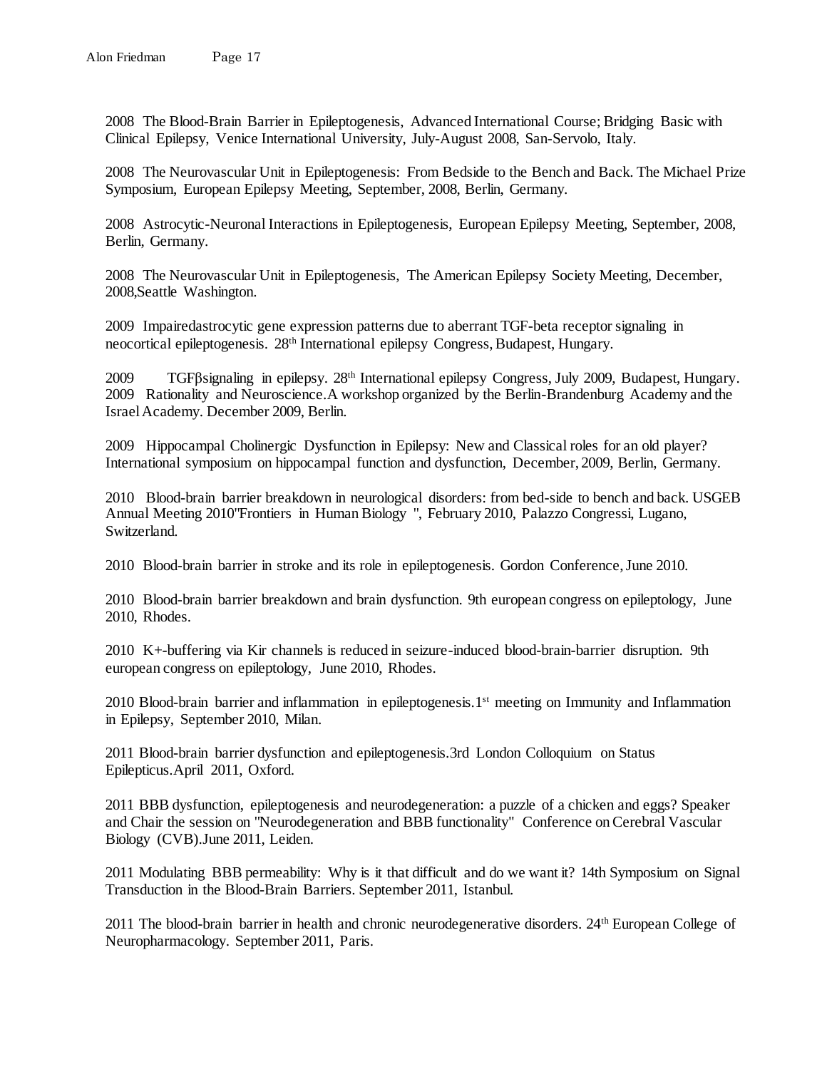2008 The Blood-Brain Barrier in Epileptogenesis, Advanced International Course; Bridging Basic with Clinical Epilepsy, Venice International University, July-August 2008, San-Servolo, Italy.

2008 The Neurovascular Unit in Epileptogenesis: From Bedside to the Bench and Back. The Michael Prize Symposium, European Epilepsy Meeting, September, 2008, Berlin, Germany.

2008 Astrocytic-Neuronal Interactions in Epileptogenesis, European Epilepsy Meeting, September, 2008, Berlin, Germany.

2008 The Neurovascular Unit in Epileptogenesis, The American Epilepsy Society Meeting, December, 2008,Seattle Washington.

2009 Impairedastrocytic gene expression patterns due to aberrant TGF-beta receptor signaling in neocortical epileptogenesis. 28th International epilepsy Congress, Budapest, Hungary.

2009 TGFβsignaling in epilepsy. 28th International epilepsy Congress, July 2009, Budapest, Hungary.
2009 Rationality and Neuroscience.A workshop organized by the Berlin-Brandenburg Academy and the Israel Academy. December 2009, Berlin.

2009 Hippocampal Cholinergic Dysfunction in Epilepsy: New and Classical roles for an old player? International symposium on hippocampal function and dysfunction, December, 2009, Berlin, Germany.

2010 Blood-brain barrier breakdown in neurological disorders: from bed-side to bench and back. USGEB Annual Meeting 2010"Frontiers in Human Biology ", February 2010, Palazzo Congressi, Lugano, Switzerland.

2010 Blood-brain barrier in stroke and its role in epileptogenesis. Gordon Conference, June 2010.

2010 Blood-brain barrier breakdown and brain dysfunction. 9th european congress on epileptology, June 2010, Rhodes.

2010 K+-buffering via Kir channels is reduced in seizure-induced blood-brain-barrier disruption. 9th european congress on epileptology, June 2010, Rhodes.

2010 Blood-brain barrier and inflammation in epileptogenesis.1st meeting on Immunity and Inflammation in Epilepsy, September 2010, Milan.

2011 Blood-brain barrier dysfunction and epileptogenesis.3rd London Colloquium on Status Epilepticus.April 2011, Oxford.

2011 BBB dysfunction, epileptogenesis and neurodegeneration: a puzzle of a chicken and eggs? Speaker and Chair the session on "Neurodegeneration and BBB functionality" Conference on Cerebral Vascular Biology (CVB).June 2011, Leiden.

2011 Modulating BBB permeability: Why is it that difficult and do we want it? 14th Symposium on Signal Transduction in the Blood-Brain Barriers. September 2011, Istanbul.

2011 The blood-brain barrier in health and chronic neurodegenerative disorders. 24th European College of Neuropharmacology. September 2011, Paris.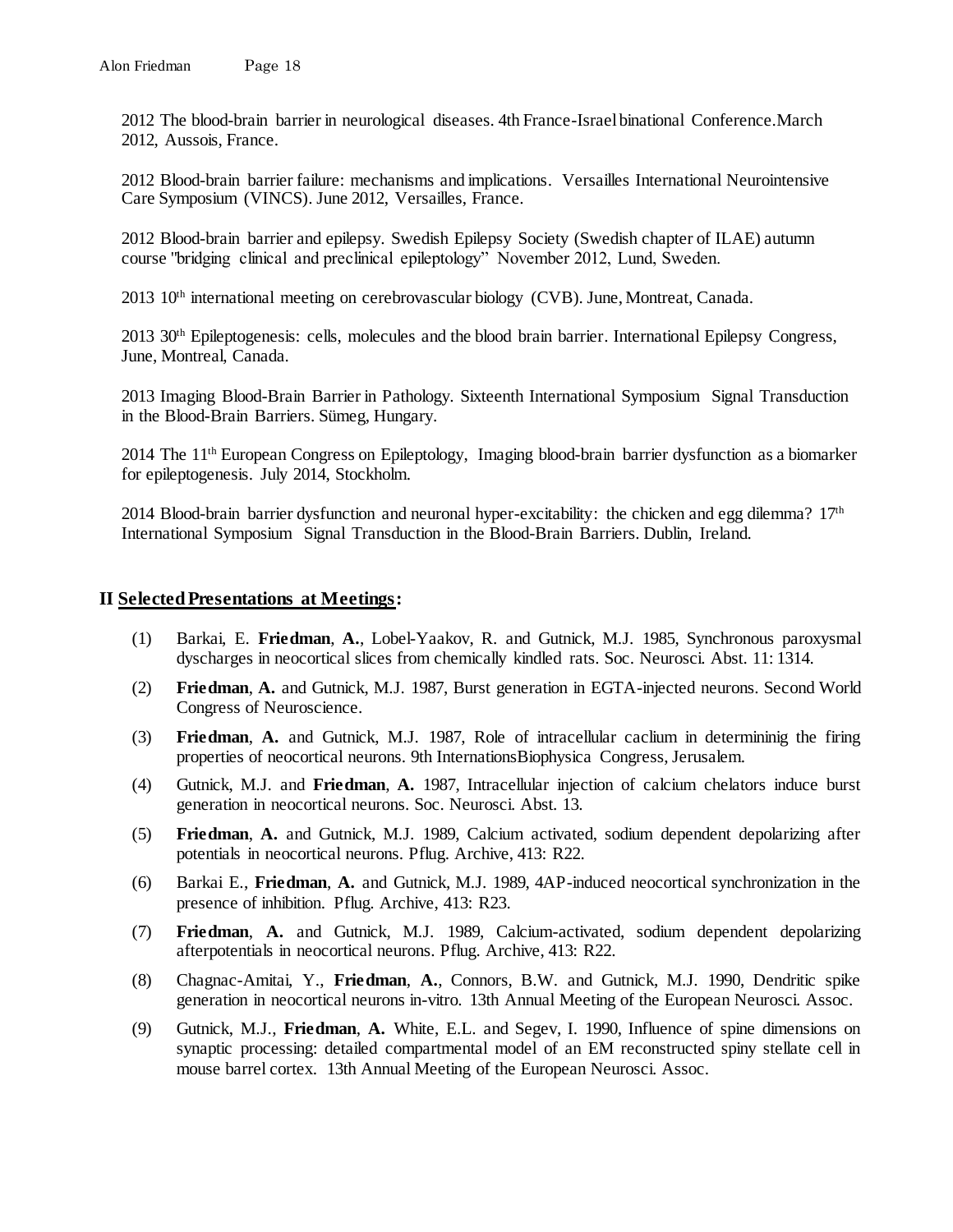2012 The blood-brain barrier in neurological diseases. 4th France-Israel binational Conference.March 2012, Aussois, France.

2012 Blood-brain barrier failure: mechanisms and implications. Versailles International Neurointensive Care Symposium (VINCS). June 2012, Versailles, France.

2012 Blood-brain barrier and epilepsy. Swedish Epilepsy Society (Swedish chapter of ILAE) autumn course "bridging clinical and preclinical epileptology" November 2012, Lund, Sweden.

2013 10th international meeting on cerebrovascular biology (CVB). June, Montreat, Canada.

2013 30th Epileptogenesis: cells, molecules and the blood brain barrier. International Epilepsy Congress, June, Montreal, Canada.

2013 Imaging Blood-Brain Barrier in Pathology. Sixteenth International Symposium Signal Transduction in the Blood-Brain Barriers. Sümeg, Hungary.

2014 The 11th European Congress on Epileptology, Imaging blood-brain barrier dysfunction as a biomarker for epileptogenesis. July 2014, Stockholm.

2014 Blood-brain barrier dysfunction and neuronal hyper-excitability: the chicken and egg dilemma? 17th International Symposium Signal Transduction in the Blood-Brain Barriers. Dublin, Ireland.

## II Selected Presentations at Meetings:

(1) Barkai, E. **Friedman**, **A.**, Lobel-Yaakov, R. and Gutnick, M.J. 1985, Synchronous paroxysmal dyscharges in neocortical slices from chemically kindled rats. Soc. Neurosci. Abst. 11: 1314.

(2) **Friedman**, **A.** and Gutnick, M.J. 1987, Burst generation in EGTA-injected neurons. Second World Congress of Neuroscience.

(3) **Friedman**, **A.** and Gutnick, M.J. 1987, Role of intracellular caclium in determininig the firing properties of neocortical neurons. 9th InternationsBiophysica Congress, Jerusalem.

(4) Gutnick, M.J. and **Friedman**, **A.** 1987, Intracellular injection of calcium chelators induce burst generation in neocortical neurons. Soc. Neurosci. Abst. 13.

(5) **Friedman**, **A.** and Gutnick, M.J. 1989, Calcium activated, sodium dependent depolarizing after potentials in neocortical neurons. Pflug. Archive, 413: R22.

(6) Barkai E., **Friedman**, **A.** and Gutnick, M.J. 1989, 4AP-induced neocortical synchronization in the presence of inhibition. Pflug. Archive, 413: R23.

(7) **Friedman**, **A.** and Gutnick, M.J. 1989, Calcium-activated, sodium dependent depolarizing afterpotentials in neocortical neurons. Pflug. Archive, 413: R22.

(8) Chagnac-Amitai, Y., **Friedman**, **A.**, Connors, B.W. and Gutnick, M.J. 1990, Dendritic spike generation in neocortical neurons in-vitro. 13th Annual Meeting of the European Neurosci. Assoc.

(9) Gutnick, M.J., **Friedman**, **A.** White, E.L. and Segev, I. 1990, Influence of spine dimensions on synaptic processing: detailed compartmental model of an EM reconstructed spiny stellate cell in mouse barrel cortex. 13th Annual Meeting of the European Neurosci. Assoc.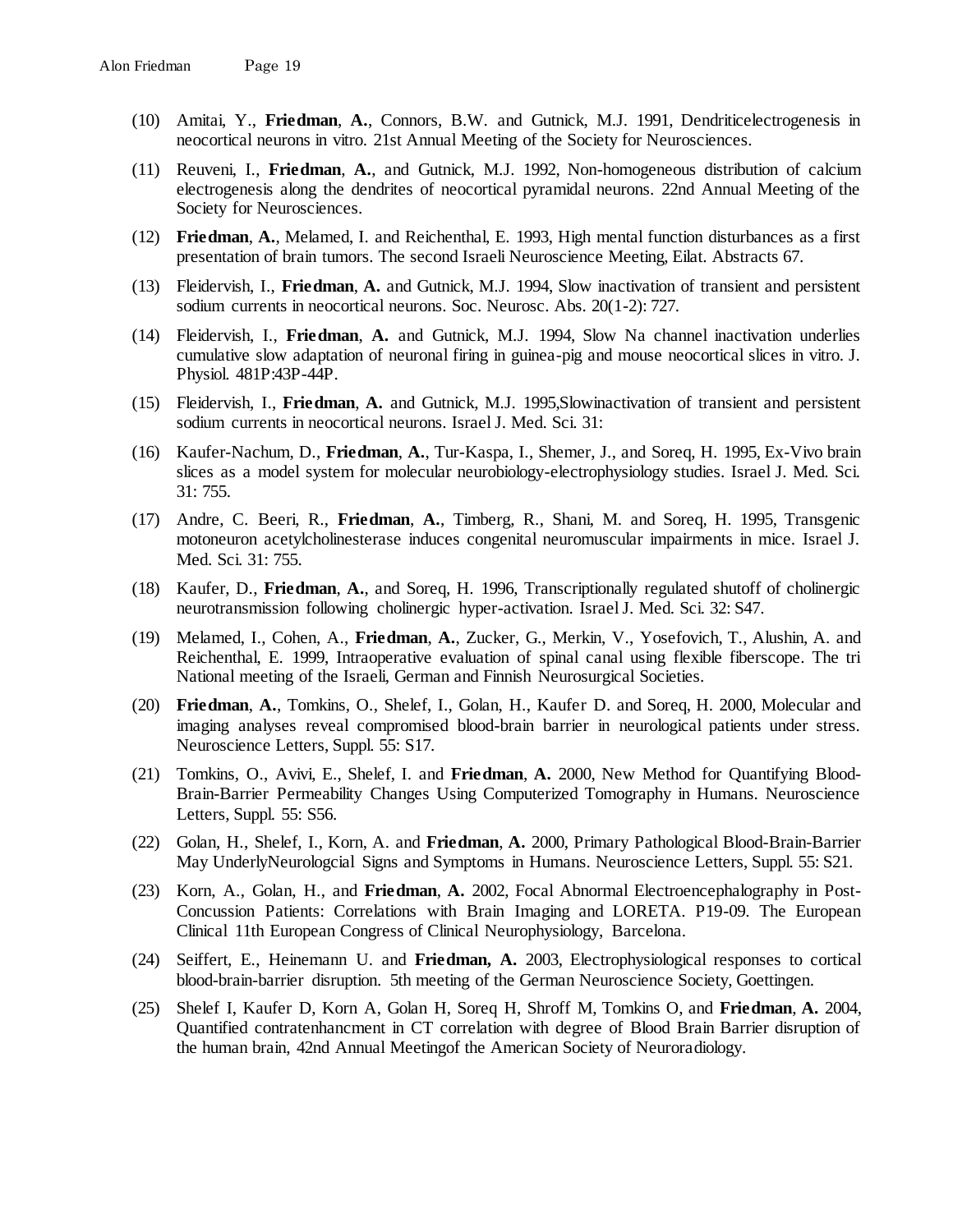(10) Amitai, Y., **Friedman**, **A.**, Connors, B.W. and Gutnick, M.J. 1991, Dendriticelectrogenesis in neocortical neurons in vitro. 21st Annual Meeting of the Society for Neurosciences.

(11) Reuveni, I., **Friedman**, **A.**, and Gutnick, M.J. 1992, Non-homogeneous distribution of calcium electrogenesis along the dendrites of neocortical pyramidal neurons. 22nd Annual Meeting of the Society for Neurosciences.

(12) **Friedman**, **A.**, Melamed, I. and Reichenthal, E. 1993, High mental function disturbances as a first presentation of brain tumors. The second Israeli Neuroscience Meeting, Eilat. Abstracts 67.

(13) Fleidervish, I., **Friedman**, **A.** and Gutnick, M.J. 1994, Slow inactivation of transient and persistent sodium currents in neocortical neurons. Soc. Neurosc. Abs. 20(1-2): 727.

(14) Fleidervish, I., **Friedman**, **A.** and Gutnick, M.J. 1994, Slow Na channel inactivation underlies cumulative slow adaptation of neuronal firing in guinea-pig and mouse neocortical slices in vitro. J. Physiol. 481P:43P-44P.

(15) Fleidervish, I., **Friedman**, **A.** and Gutnick, M.J. 1995,Slowinactivation of transient and persistent sodium currents in neocortical neurons. Israel J. Med. Sci. 31:

(16) Kaufer-Nachum, D., **Friedman**, **A.**, Tur-Kaspa, I., Shemer, J., and Soreq, H. 1995, Ex-Vivo brain slices as a model system for molecular neurobiology-electrophysiology studies. Israel J. Med. Sci. 31: 755.

(17) Andre, C. Beeri, R., **Friedman**, **A.**, Timberg, R., Shani, M. and Soreq, H. 1995, Transgenic motoneuron acetylcholinesterase induces congenital neuromuscular impairments in mice. Israel J. Med. Sci. 31: 755.

(18) Kaufer, D., **Friedman**, **A.**, and Soreq, H. 1996, Transcriptionally regulated shutoff of cholinergic neurotransmission following cholinergic hyper-activation. Israel J. Med. Sci. 32: S47.

(19) Melamed, I., Cohen, A., **Friedman**, **A.**, Zucker, G., Merkin, V., Yosefovich, T., Alushin, A. and Reichenthal, E. 1999, Intraoperative evaluation of spinal canal using flexible fiberscope. The tri National meeting of the Israeli, German and Finnish Neurosurgical Societies.

(20) **Friedman**, **A.**, Tomkins, O., Shelef, I., Golan, H., Kaufer D. and Soreq, H. 2000, Molecular and imaging analyses reveal compromised blood-brain barrier in neurological patients under stress. Neuroscience Letters, Suppl. 55: S17.

(21) Tomkins, O., Avivi, E., Shelef, I. and **Friedman**, **A.** 2000, New Method for Quantifying Blood-Brain-Barrier Permeability Changes Using Computerized Tomography in Humans. Neuroscience Letters, Suppl. 55: S56.

(22) Golan, H., Shelef, I., Korn, A. and **Friedman**, **A.** 2000, Primary Pathological Blood-Brain-Barrier May UnderlyNeurologcial Signs and Symptoms in Humans. Neuroscience Letters, Suppl. 55: S21.

(23) Korn, A., Golan, H., and **Friedman**, **A.** 2002, Focal Abnormal Electroencephalography in Post-Concussion Patients: Correlations with Brain Imaging and LORETA. P19-09. The European Clinical 11th European Congress of Clinical Neurophysiology, Barcelona.

(24) Seiffert, E., Heinemann U. and **Friedman, A.** 2003, Electrophysiological responses to cortical blood-brain-barrier disruption. 5th meeting of the German Neuroscience Society, Goettingen.

(25) Shelef I, Kaufer D, Korn A, Golan H, Soreq H, Shroff M, Tomkins O, and **Friedman**, **A.** 2004, Quantified contratenhancment in CT correlation with degree of Blood Brain Barrier disruption of the human brain, 42nd Annual Meetingof the American Society of Neuroradiology.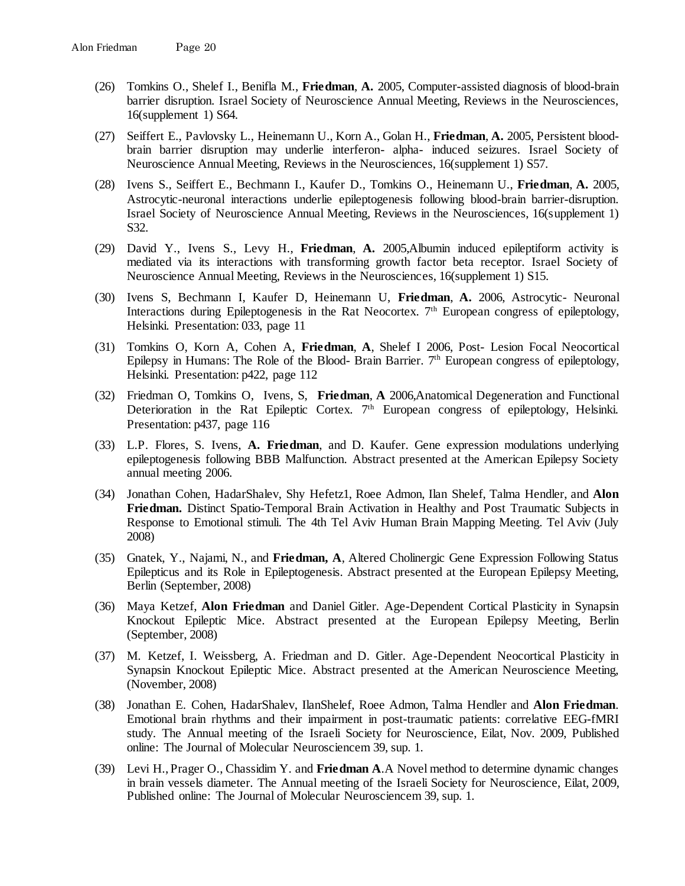(26) Tomkins O., Shelef I., Benifla M., **Friedman**, **A.** 2005, Computer-assisted diagnosis of blood-brain barrier disruption. Israel Society of Neuroscience Annual Meeting, Reviews in the Neurosciences, 16(supplement 1) S64.

(27) Seiffert E., Pavlovsky L., Heinemann U., Korn A., Golan H., **Friedman**, **A.** 2005, Persistent blood-brain barrier disruption may underlie interferon- alpha- induced seizures. Israel Society of Neuroscience Annual Meeting, Reviews in the Neurosciences, 16(supplement 1) S57.

(28) Ivens S., Seiffert E., Bechmann I., Kaufer D., Tomkins O., Heinemann U., **Friedman**, **A.** 2005, Astrocytic-neuronal interactions underlie epileptogenesis following blood-brain barrier-disruption. Israel Society of Neuroscience Annual Meeting, Reviews in the Neurosciences, 16(supplement 1) S32.

(29) David Y., Ivens S., Levy H., **Friedman**, **A.** 2005,Albumin induced epileptiform activity is mediated via its interactions with transforming growth factor beta receptor. Israel Society of Neuroscience Annual Meeting, Reviews in the Neurosciences, 16(supplement 1) S15.

(30) Ivens S, Bechmann I, Kaufer D, Heinemann U, **Friedman**, **A.** 2006, Astrocytic- Neuronal Interactions during Epileptogenesis in the Rat Neocortex. 7th European congress of epileptology, Helsinki. Presentation: 033, page 11

(31) Tomkins O, Korn A, Cohen A, **Friedman**, **A**, Shelef I 2006, Post- Lesion Focal Neocortical Epilepsy in Humans: The Role of the Blood- Brain Barrier. 7th European congress of epileptology, Helsinki. Presentation: p422, page 112

(32) Friedman O, Tomkins O, Ivens, S, **Friedman**, **A** 2006,Anatomical Degeneration and Functional Deterioration in the Rat Epileptic Cortex. 7th European congress of epileptology, Helsinki. Presentation: p437, page 116

(33) L.P. Flores, S. Ivens, **A. Friedman**, and D. Kaufer. Gene expression modulations underlying epileptogenesis following BBB Malfunction. Abstract presented at the American Epilepsy Society annual meeting 2006.

(34) Jonathan Cohen, HadarShalev, Shy Hefetz1, Roee Admon, Ilan Shelef, Talma Hendler, and **Alon Friedman.** Distinct Spatio-Temporal Brain Activation in Healthy and Post Traumatic Subjects in Response to Emotional stimuli. The 4th Tel Aviv Human Brain Mapping Meeting. Tel Aviv (July 2008)

(35) Gnatek, Y., Najami, N., and **Friedman, A**, Altered Cholinergic Gene Expression Following Status Epilepticus and its Role in Epileptogenesis. Abstract presented at the European Epilepsy Meeting, Berlin (September, 2008)

(36) Maya Ketzef, **Alon Friedman** and Daniel Gitler. Age-Dependent Cortical Plasticity in Synapsin Knockout Epileptic Mice. Abstract presented at the European Epilepsy Meeting, Berlin (September, 2008)

(37) M. Ketzef, I. Weissberg, A. Friedman and D. Gitler. Age-Dependent Neocortical Plasticity in Synapsin Knockout Epileptic Mice. Abstract presented at the American Neuroscience Meeting, (November, 2008)

(38) Jonathan E. Cohen, HadarShalev, IlanShelef, Roee Admon, Talma Hendler and **Alon Friedman**. Emotional brain rhythms and their impairment in post-traumatic patients: correlative EEG-fMRI study. The Annual meeting of the Israeli Society for Neuroscience, Eilat, Nov. 2009, Published online: The Journal of Molecular Neurosciencem 39, sup. 1.

(39) Levi H., Prager O., Chassidim Y. and **Friedman A**.A Novel method to determine dynamic changes in brain vessels diameter. The Annual meeting of the Israeli Society for Neuroscience, Eilat, 2009, Published online: The Journal of Molecular Neurosciencem 39, sup. 1.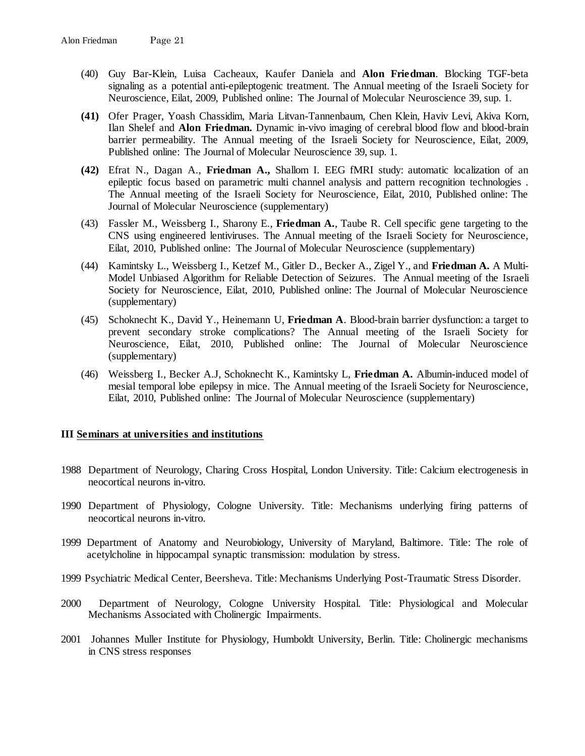(40) Guy Bar-Klein, Luisa Cacheaux, Kaufer Daniela and **Alon Friedman**. Blocking TGF-beta signaling as a potential anti-epileptogenic treatment. The Annual meeting of the Israeli Society for Neuroscience, Eilat, 2009, Published online: The Journal of Molecular Neuroscience 39, sup. 1.

**(41)** Ofer Prager, Yoash Chassidim, Maria Litvan-Tannenbaum, Chen Klein, Haviv Levi, Akiva Korn, Ilan Shelef and **Alon Friedman.** Dynamic in-vivo imaging of cerebral blood flow and blood-brain barrier permeability. The Annual meeting of the Israeli Society for Neuroscience, Eilat, 2009, Published online: The Journal of Molecular Neuroscience 39, sup. 1.

**(42)** Efrat N., Dagan A., **Friedman A.,** Shallom I. EEG fMRI study: automatic localization of an epileptic focus based on parametric multi channel analysis and pattern recognition technologies . The Annual meeting of the Israeli Society for Neuroscience, Eilat, 2010, Published online: The Journal of Molecular Neuroscience (supplementary)

(43) Fassler M., Weissberg I., Sharony E., **Friedman A.**, Taube R. Cell specific gene targeting to the CNS using engineered lentiviruses. The Annual meeting of the Israeli Society for Neuroscience, Eilat, 2010, Published online: The Journal of Molecular Neuroscience (supplementary)

(44) Kamintsky L., Weissberg I., Ketzef M., Gitler D., Becker A., Zigel Y., and **Friedman A.** A Multi-Model Unbiased Algorithm for Reliable Detection of Seizures. The Annual meeting of the Israeli Society for Neuroscience, Eilat, 2010, Published online: The Journal of Molecular Neuroscience (supplementary)

(45) Schoknecht K., David Y., Heinemann U, **Friedman A**. Blood-brain barrier dysfunction: a target to prevent secondary stroke complications? The Annual meeting of the Israeli Society for Neuroscience, Eilat, 2010, Published online: The Journal of Molecular Neuroscience (supplementary)

(46) Weissberg I., Becker A.J, Schoknecht K., Kamintsky L, **Friedman A.** Albumin-induced model of mesial temporal lobe epilepsy in mice. The Annual meeting of the Israeli Society for Neuroscience, Eilat, 2010, Published online: The Journal of Molecular Neuroscience (supplementary)

## III Seminars at universities and institutions

1988 Department of Neurology, Charing Cross Hospital, London University. Title: Calcium electrogenesis in neocortical neurons in-vitro.

1990 Department of Physiology, Cologne University. Title: Mechanisms underlying firing patterns of neocortical neurons in-vitro.

1999 Department of Anatomy and Neurobiology, University of Maryland, Baltimore. Title: The role of acetylcholine in hippocampal synaptic transmission: modulation by stress.

1999 Psychiatric Medical Center, Beersheva. Title: Mechanisms Underlying Post-Traumatic Stress Disorder.

2000 Department of Neurology, Cologne University Hospital. Title: Physiological and Molecular Mechanisms Associated with Cholinergic Impairments.

2001 Johannes Muller Institute for Physiology, Humboldt University, Berlin. Title: Cholinergic mechanisms in CNS stress responses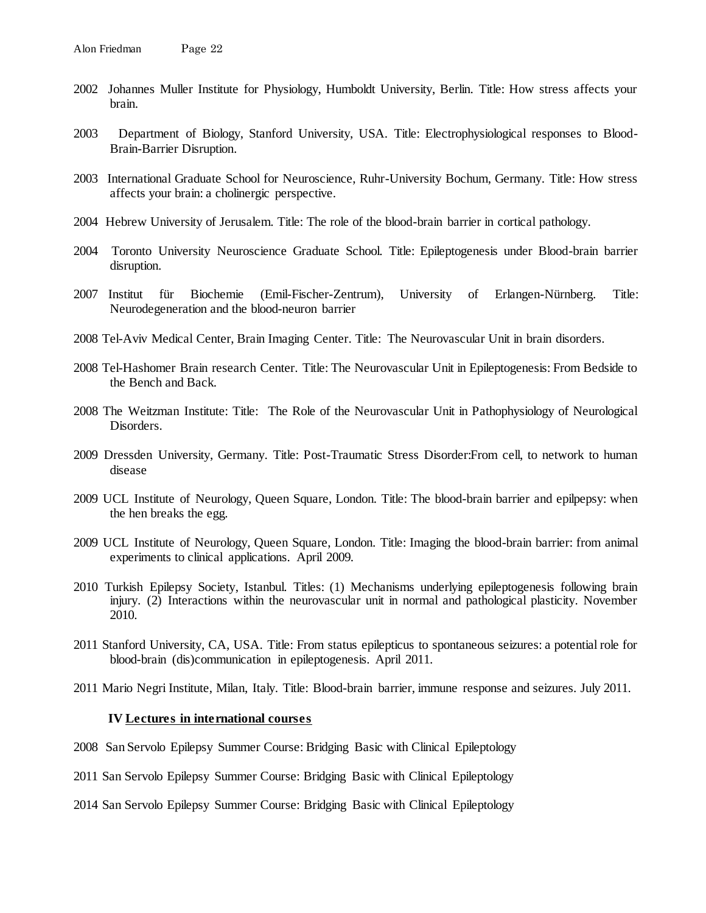2002 Johannes Muller Institute for Physiology, Humboldt University, Berlin. Title: How stress affects your brain.

2003 Department of Biology, Stanford University, USA. Title: Electrophysiological responses to Blood-Brain-Barrier Disruption.

2003 International Graduate School for Neuroscience, Ruhr-University Bochum, Germany. Title: How stress affects your brain: a cholinergic perspective.

2004 Hebrew University of Jerusalem. Title: The role of the blood-brain barrier in cortical pathology.

2004 Toronto University Neuroscience Graduate School. Title: Epileptogenesis under Blood-brain barrier disruption.

2007 Institut für Biochemie (Emil-Fischer-Zentrum), University of Erlangen-Nürnberg. Title: Neurodegeneration and the blood-neuron barrier

2008 Tel-Aviv Medical Center, Brain Imaging Center. Title: The Neurovascular Unit in brain disorders.

2008 Tel-Hashomer Brain research Center. Title: The Neurovascular Unit in Epileptogenesis: From Bedside to the Bench and Back.

2008 The Weitzman Institute: Title: The Role of the Neurovascular Unit in Pathophysiology of Neurological Disorders.

2009 Dressden University, Germany. Title: Post-Traumatic Stress Disorder:From cell, to network to human disease

2009 UCL Institute of Neurology, Queen Square, London. Title: The blood-brain barrier and epilpepsy: when the hen breaks the egg.

2009 UCL Institute of Neurology, Queen Square, London. Title: Imaging the blood-brain barrier: from animal experiments to clinical applications. April 2009.

2010 Turkish Epilepsy Society, Istanbul. Titles: (1) Mechanisms underlying epileptogenesis following brain injury. (2) Interactions within the neurovascular unit in normal and pathological plasticity. November 2010.

2011 Stanford University, CA, USA. Title: From status epilepticus to spontaneous seizures: a potential role for blood-brain (dis)communication in epileptogenesis. April 2011.

2011 Mario Negri Institute, Milan, Italy. Title: Blood-brain barrier, immune response and seizures. July 2011.

**IV <u>Lectures in international courses</u>**

2008 San Servolo Epilepsy Summer Course: Bridging Basic with Clinical Epileptology

2011 San Servolo Epilepsy Summer Course: Bridging Basic with Clinical Epileptology

2014 San Servolo Epilepsy Summer Course: Bridging Basic with Clinical Epileptology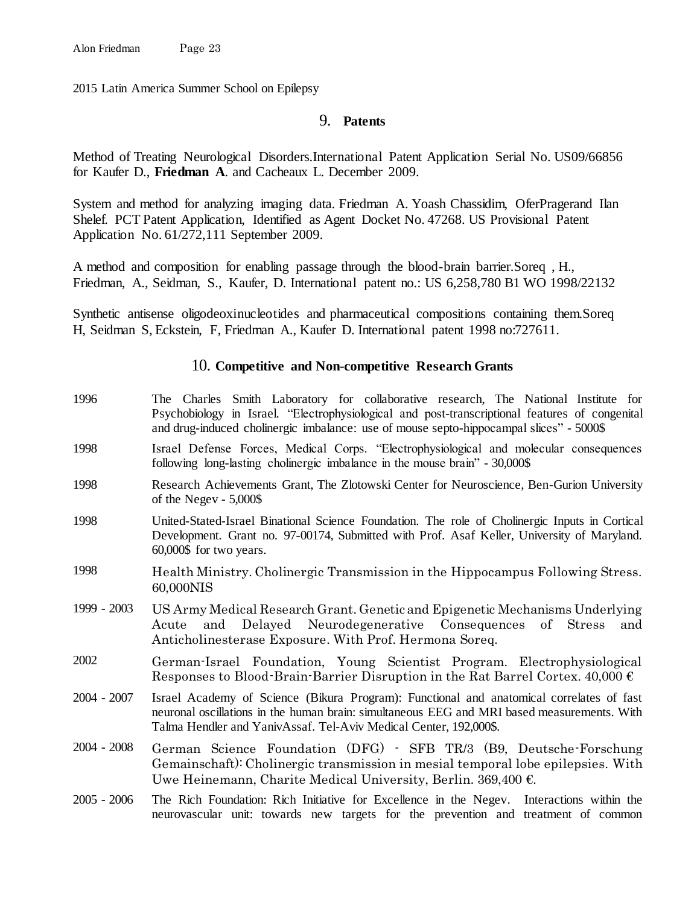2015 Latin America Summer School on Epilepsy

## 9. **Patents**

Method of Treating Neurological Disorders.International Patent Application Serial No. US09/66856 for Kaufer D., **Friedman A**. and Cacheaux L. December 2009.

System and method for analyzing imaging data. Friedman A. Yoash Chassidim, OferPragerand Ilan Shelef. PCT Patent Application, Identified as Agent Docket No. 47268. US Provisional Patent Application No. 61/272,111 September 2009.

A method and composition for enabling passage through the blood-brain barrier.Soreq , H., Friedman, A., Seidman, S., Kaufer, D. International patent no.: US 6,258,780 B1 WO 1998/22132

Synthetic antisense oligodeoxinucleotides and pharmaceutical compositions containing them.Soreq H, Seidman S, Eckstein, F, Friedman A., Kaufer D. International patent 1998 no:727611.

## 10. **Competitive and Non-competitive Research Grants**

| | |
|---|---|
| 1996 | The Charles Smith Laboratory for collaborative research, The National Institute for Psychobiology in Israel. "Electrophysiological and post-transcriptional features of congenital and drug-induced cholinergic imbalance: use of mouse septo-hippocampal slices" - 5000$ |
| 1998 | Israel Defense Forces, Medical Corps. "Electrophysiological and molecular consequences following long-lasting cholinergic imbalance in the mouse brain" - 30,000$ |
| 1998 | Research Achievements Grant, The Zlotowski Center for Neuroscience, Ben-Gurion University of the Negev - 5,000$ |
| 1998 | United-Stated-Israel Binational Science Foundation. The role of Cholinergic Inputs in Cortical Development. Grant no. 97-00174, Submitted with Prof. Asaf Keller, University of Maryland. 60,000$ for two years. |
| 1998 | Health Ministry. Cholinergic Transmission in the Hippocampus Following Stress. 60,000NIS |
| 1999 - 2003 | US Army Medical Research Grant. Genetic and Epigenetic Mechanisms Underlying Acute and Delayed Neurodegenerative Consequences of Stress and Anticholinesterase Exposure. With Prof. Hermona Soreq. |
| 2002 | German-Israel Foundation, Young Scientist Program. Electrophysiological Responses to Blood-Brain-Barrier Disruption in the Rat Barrel Cortex. 40,000 € |
| 2004 - 2007 | Israel Academy of Science (Bikura Program): Functional and anatomical correlates of fast neuronal oscillations in the human brain: simultaneous EEG and MRI based measurements. With Talma Hendler and YanivAssaf. Tel-Aviv Medical Center, 192,000$. |
| 2004 - 2008 | German Science Foundation (DFG) - SFB TR/3 (B9, Deutsche-Forschung Gemainschaft): Cholinergic transmission in mesial temporal lobe epilepsies. With Uwe Heinemann, Charite Medical University, Berlin. 369,400 €. |
| 2005 - 2006 | The Rich Foundation: Rich Initiative for Excellence in the Negev. Interactions within the neurovascular unit: towards new targets for the prevention and treatment of common |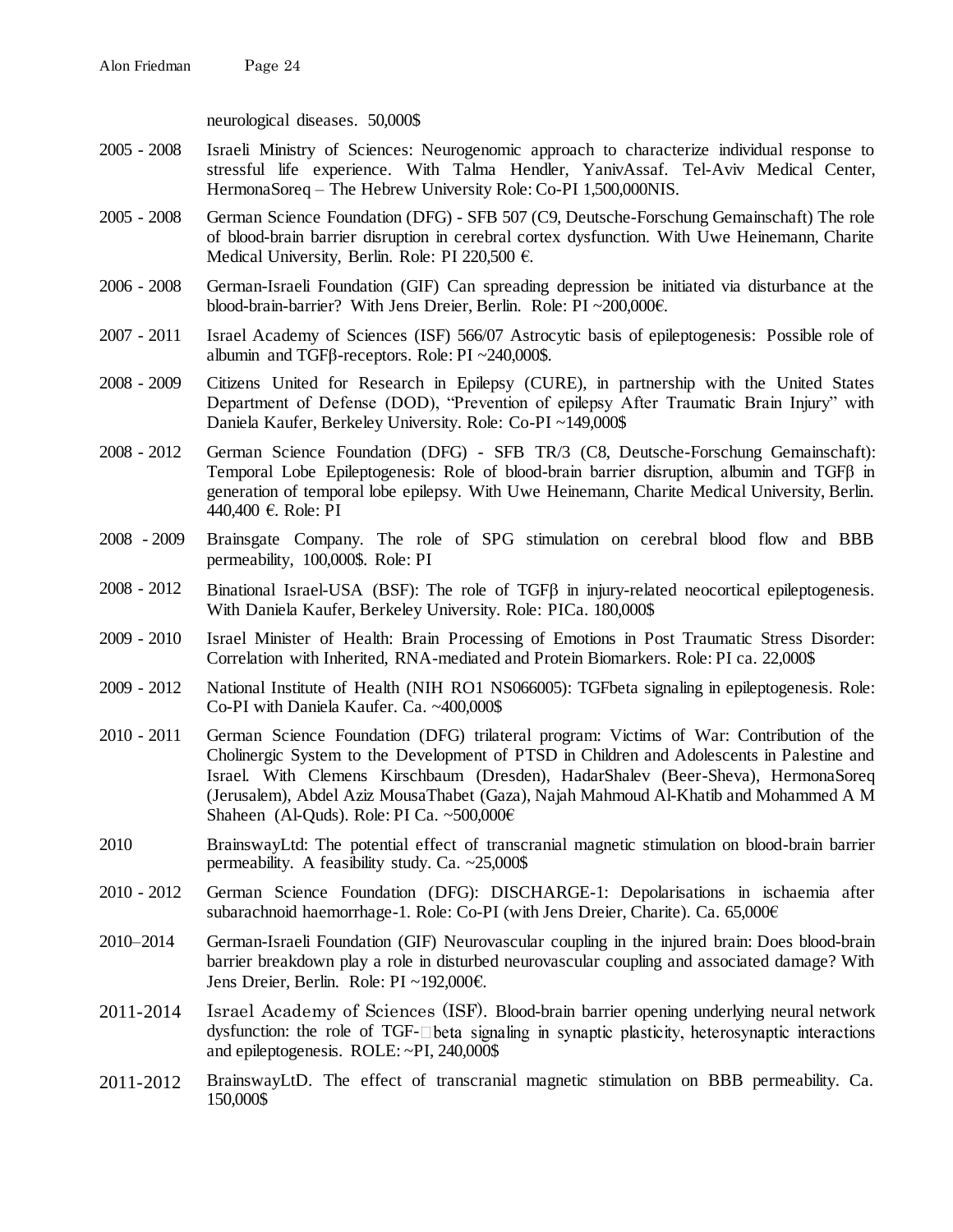neurological diseases. 50,000$

2005 - 2008 Israeli Ministry of Sciences: Neurogenomic approach to characterize individual response to stressful life experience. With Talma Hendler, YanivAssaf. Tel-Aviv Medical Center, HermonaSoreq – The Hebrew University Role: Co-PI 1,500,000NIS.

2005 - 2008 German Science Foundation (DFG) - SFB 507 (C9, Deutsche-Forschung Gemainschaft) The role of blood-brain barrier disruption in cerebral cortex dysfunction. With Uwe Heinemann, Charite Medical University, Berlin. Role: PI 220,500 €.

2006 - 2008 German-Israeli Foundation (GIF) Can spreading depression be initiated via disturbance at the blood-brain-barrier? With Jens Dreier, Berlin. Role: PI ~200,000€.

2007 - 2011 Israel Academy of Sciences (ISF) 566/07 Astrocytic basis of epileptogenesis: Possible role of albumin and TGFβ-receptors. Role: PI ~240,000$.

2008 - 2009 Citizens United for Research in Epilepsy (CURE), in partnership with the United States Department of Defense (DOD), "Prevention of epilepsy After Traumatic Brain Injury" with Daniela Kaufer, Berkeley University. Role: Co-PI ~149,000$

2008 - 2012 German Science Foundation (DFG) - SFB TR/3 (C8, Deutsche-Forschung Gemainschaft): Temporal Lobe Epileptogenesis: Role of blood-brain barrier disruption, albumin and TGFβ in generation of temporal lobe epilepsy. With Uwe Heinemann, Charite Medical University, Berlin. 440,400 €. Role: PI

2008 - 2009 Brainsgate Company. The role of SPG stimulation on cerebral blood flow and BBB permeability, 100,000$. Role: PI

2008 - 2012 Binational Israel-USA (BSF): The role of TGFβ in injury-related neocortical epileptogenesis. With Daniela Kaufer, Berkeley University. Role: PICa. 180,000$

2009 - 2010 Israel Minister of Health: Brain Processing of Emotions in Post Traumatic Stress Disorder: Correlation with Inherited, RNA-mediated and Protein Biomarkers. Role: PI ca. 22,000$

2009 - 2012 National Institute of Health (NIH RO1 NS066005): TGFbeta signaling in epileptogenesis. Role: Co-PI with Daniela Kaufer. Ca. ~400,000$

2010 - 2011 German Science Foundation (DFG) trilateral program: Victims of War: Contribution of the Cholinergic System to the Development of PTSD in Children and Adolescents in Palestine and Israel. With Clemens Kirschbaum (Dresden), HadarShalev (Beer-Sheva), HermonaSoreq (Jerusalem), Abdel Aziz MousaThabet (Gaza), Najah Mahmoud Al-Khatib and Mohammed A M Shaheen (Al-Quds). Role: PI Ca. ~500,000€

2010 BrainswayLtd: The potential effect of transcranial magnetic stimulation on blood-brain barrier permeability. A feasibility study. Ca. ~25,000$

2010 - 2012 German Science Foundation (DFG): DISCHARGE-1: Depolarisations in ischaemia after subarachnoid haemorrhage-1. Role: Co-PI (with Jens Dreier, Charite). Ca. 65,000€

2010–2014 German-Israeli Foundation (GIF) Neurovascular coupling in the injured brain: Does blood-brain barrier breakdown play a role in disturbed neurovascular coupling and associated damage? With Jens Dreier, Berlin. Role: PI ~192,000€.

2011-2014 Israel Academy of Sciences (ISF). Blood-brain barrier opening underlying neural network dysfunction: the role of TGF-beta signaling in synaptic plasticity, heterosynaptic interactions and epileptogenesis. ROLE: ~PI, 240,000$

2011-2012 BrainswayLtD. The effect of transcranial magnetic stimulation on BBB permeability. Ca. 150,000$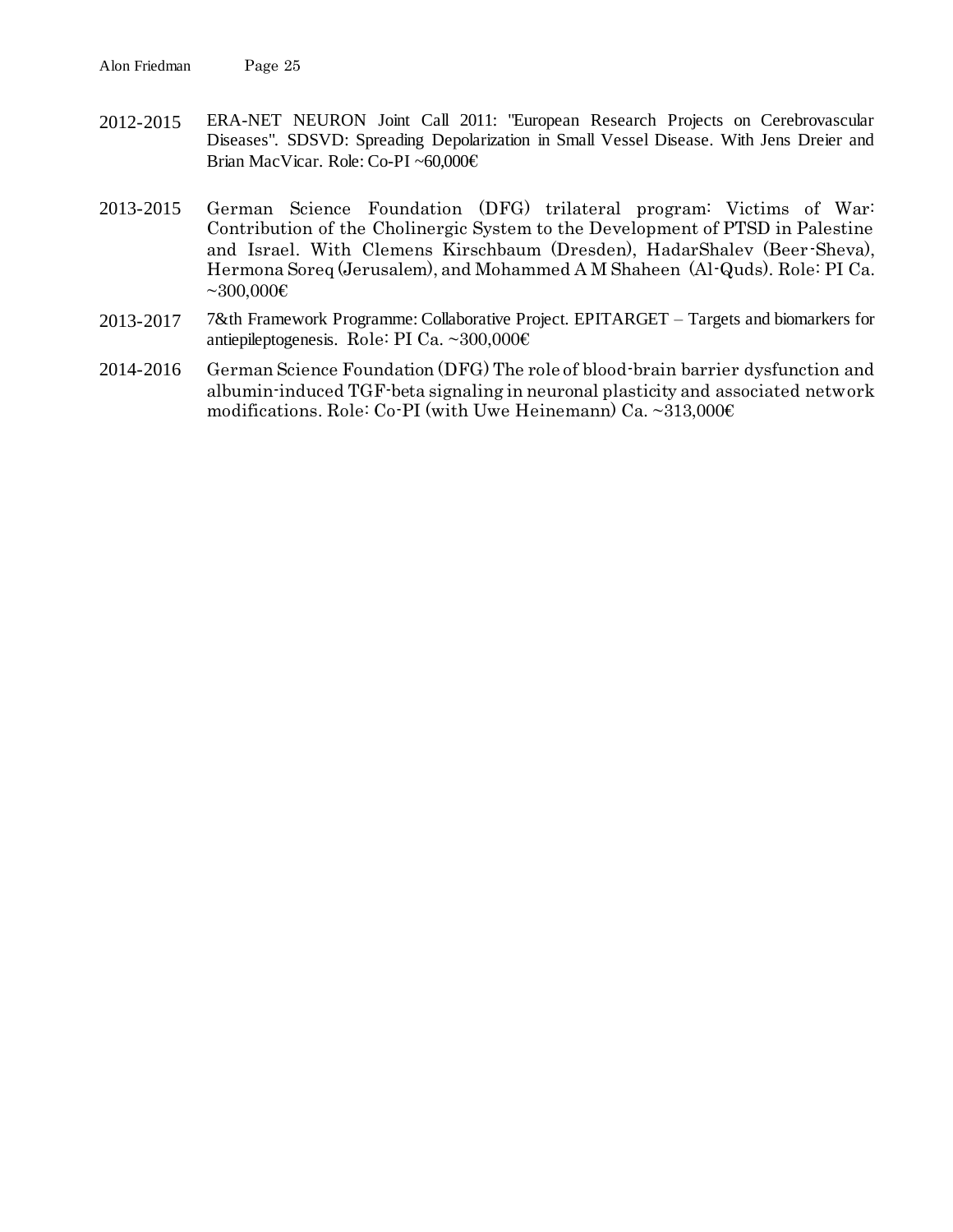2012-2015 ERA-NET NEURON Joint Call 2011: "European Research Projects on Cerebrovascular Diseases". SDSVD: Spreading Depolarization in Small Vessel Disease. With Jens Dreier and Brian MacVicar. Role: Co-PI ~60,000€

2013-2015 German Science Foundation (DFG) trilateral program: Victims of War: Contribution of the Cholinergic System to the Development of PTSD in Palestine and Israel. With Clemens Kirschbaum (Dresden), HadarShalev (Beer-Sheva), Hermona Soreq (Jerusalem), and Mohammed A M Shaheen (Al-Quds). Role: PI Ca. ~300,000€

2013-2017 7&th Framework Programme: Collaborative Project. EPITARGET – Targets and biomarkers for antiepileptogenesis. Role: PI Ca. ~300,000€

2014-2016 German Science Foundation (DFG) The role of blood-brain barrier dysfunction and albumin-induced TGF-beta signaling in neuronal plasticity and associated network modifications. Role: Co-PI (with Uwe Heinemann) Ca. ~313,000€